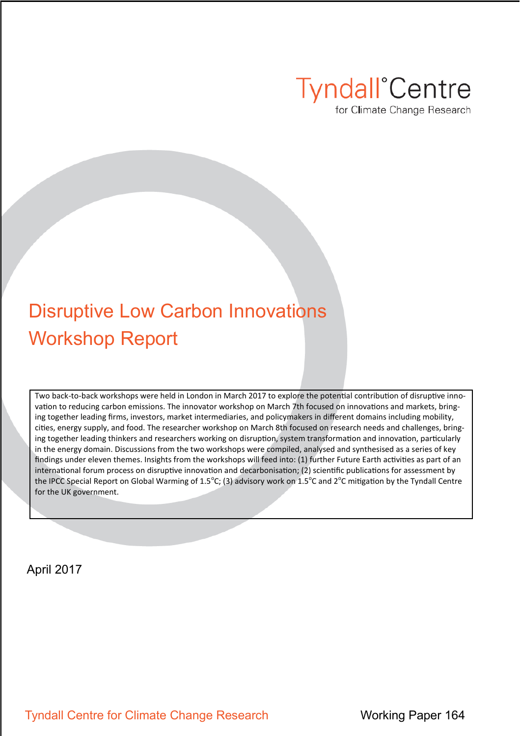Tyndall°Centre
for Climate Change Research

# Disruptive Low Carbon Innovations Workshop Report

Two back-to-back workshops were held in London in March 2017 to explore the potential contribution of disruptive innovation to reducing carbon emissions. The innovator workshop on March 7th focused on innovations and markets, bringing together leading firms, investors, market intermediaries, and policymakers in different domains including mobility, cities, energy supply, and food. The researcher workshop on March 8th focused on research needs and challenges, bringing together leading thinkers and researchers working on disruption, system transformation and innovation, particularly in the energy domain. Discussions from the two workshops were compiled, analysed and synthesised as a series of key findings under eleven themes. Insights from the workshops will feed into: (1) further Future Earth activities as part of an international forum process on disruptive innovation and decarbonisation; (2) scientific publications for assessment by the IPCC Special Report on Global Warming of 1.5°C; (3) advisory work on 1.5°C and 2°C mitigation by the Tyndall Centre for the UK government.

April 2017

Tyndall Centre for Climate Change Research

Working Paper 164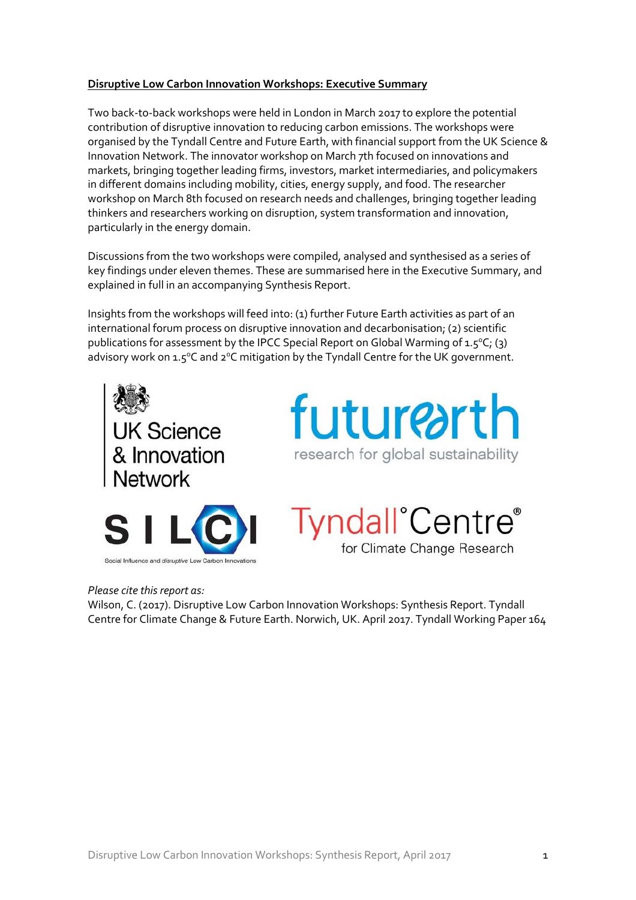**Disruptive Low Carbon Innovation Workshops: Executive Summary**

Two back-to-back workshops were held in London in March 2017 to explore the potential contribution of disruptive innovation to reducing carbon emissions. The workshops were organised by the Tyndall Centre and Future Earth, with financial support from the UK Science & Innovation Network. The innovator workshop on March 7th focused on innovations and markets, bringing together leading firms, investors, market intermediaries, and policymakers in different domains including mobility, cities, energy supply, and food. The researcher workshop on March 8th focused on research needs and challenges, bringing together leading thinkers and researchers working on disruption, system transformation and innovation, particularly in the energy domain.

Discussions from the two workshops were compiled, analysed and synthesised as a series of key findings under eleven themes. These are summarised here in the Executive Summary, and explained in full in an accompanying Synthesis Report.

Insights from the workshops will feed into: (1) further Future Earth activities as part of an international forum process on disruptive innovation and decarbonisation; (2) scientific publications for assessment by the IPCC Special Report on Global Warming of 1.5°C; (3) advisory work on 1.5°C and 2°C mitigation by the Tyndall Centre for the UK government.

UK Science & Innovation Network

futurearth research for global sustainability

SILCI Social Influence and *disruptive* Low Carbon Innovations

Tyndall°Centre® for Climate Change Research

*Please cite this report as:*
Wilson, C. (2017). Disruptive Low Carbon Innovation Workshops: Synthesis Report. Tyndall Centre for Climate Change & Future Earth. Norwich, UK. April 2017. Tyndall Working Paper 164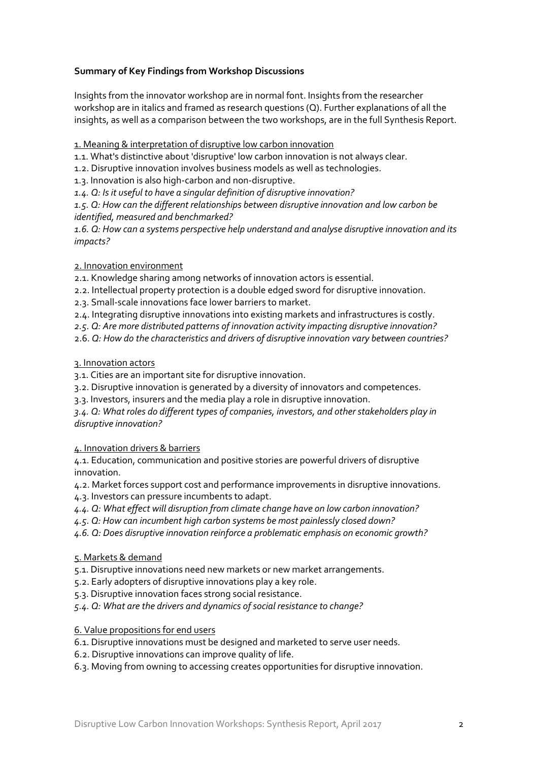**Summary of Key Findings from Workshop Discussions**

Insights from the innovator workshop are in normal font. Insights from the researcher workshop are in italics and framed as research questions (Q). Further explanations of all the insights, as well as a comparison between the two workshops, are in the full Synthesis Report.

1. Meaning & interpretation of disruptive low carbon innovation

1.1. What's distinctive about 'disruptive' low carbon innovation is not always clear.
1.2. Disruptive innovation involves business models as well as technologies.
1.3. Innovation is also high-carbon and non-disruptive.
*1.4. Q: Is it useful to have a singular definition of disruptive innovation?*
*1.5. Q: How can the different relationships between disruptive innovation and low carbon be identified, measured and benchmarked?*
*1.6. Q: How can a systems perspective help understand and analyse disruptive innovation and its impacts?*

2. Innovation environment

2.1. Knowledge sharing among networks of innovation actors is essential.
2.2. Intellectual property protection is a double edged sword for disruptive innovation.
2.3. Small-scale innovations face lower barriers to market.
2.4. Integrating disruptive innovations into existing markets and infrastructures is costly.
*2.5. Q: Are more distributed patterns of innovation activity impacting disruptive innovation?*
2.6. *Q: How do the characteristics and drivers of disruptive innovation vary between countries?*

3. Innovation actors

3.1. Cities are an important site for disruptive innovation.
3.2. Disruptive innovation is generated by a diversity of innovators and competences.
3.3. Investors, insurers and the media play a role in disruptive innovation.
*3.4. Q: What roles do different types of companies, investors, and other stakeholders play in disruptive innovation?*

4. Innovation drivers & barriers

4.1. Education, communication and positive stories are powerful drivers of disruptive innovation.
4.2. Market forces support cost and performance improvements in disruptive innovations.
4.3. Investors can pressure incumbents to adapt.
*4.4. Q: What effect will disruption from climate change have on low carbon innovation?*
*4.5. Q: How can incumbent high carbon systems be most painlessly closed down?*
*4.6. Q: Does disruptive innovation reinforce a problematic emphasis on economic growth?*

5. Markets & demand

5.1. Disruptive innovations need new markets or new market arrangements.
5.2. Early adopters of disruptive innovations play a key role.
5.3. Disruptive innovation faces strong social resistance.
*5.4. Q: What are the drivers and dynamics of social resistance to change?*

6. Value propositions for end users

6.1. Disruptive innovations must be designed and marketed to serve user needs.
6.2. Disruptive innovations can improve quality of life.
6.3. Moving from owning to accessing creates opportunities for disruptive innovation.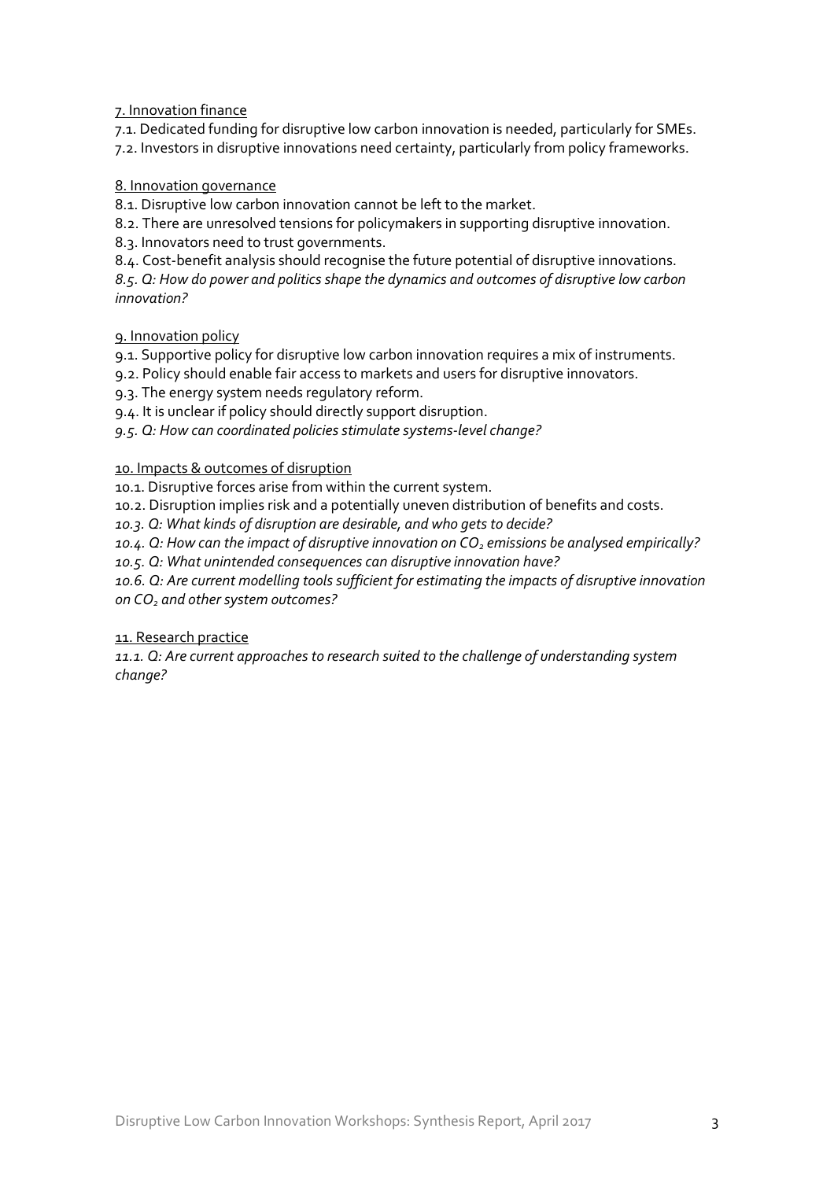<u>7. Innovation finance</u>

7.1. Dedicated funding for disruptive low carbon innovation is needed, particularly for SMEs.
7.2. Investors in disruptive innovations need certainty, particularly from policy frameworks.

<u>8. Innovation governance</u>

8.1. Disruptive low carbon innovation cannot be left to the market.
8.2. There are unresolved tensions for policymakers in supporting disruptive innovation.
8.3. Innovators need to trust governments.
8.4. Cost-benefit analysis should recognise the future potential of disruptive innovations.
*8.5. Q: How do power and politics shape the dynamics and outcomes of disruptive low carbon innovation?*

<u>9. Innovation policy</u>

9.1. Supportive policy for disruptive low carbon innovation requires a mix of instruments.
9.2. Policy should enable fair access to markets and users for disruptive innovators.
9.3. The energy system needs regulatory reform.
9.4. It is unclear if policy should directly support disruption.
*9.5. Q: How can coordinated policies stimulate systems-level change?*

<u>10. Impacts & outcomes of disruption</u>

10.1. Disruptive forces arise from within the current system.
10.2. Disruption implies risk and a potentially uneven distribution of benefits and costs.
*10.3. Q: What kinds of disruption are desirable, and who gets to decide?*
*10.4. Q: How can the impact of disruptive innovation on $CO_2$ emissions be analysed empirically?*
*10.5. Q: What unintended consequences can disruptive innovation have?*
*10.6. Q: Are current modelling tools sufficient for estimating the impacts of disruptive innovation on $CO_2$ and other system outcomes?*

<u>11. Research practice</u>

*11.1. Q: Are current approaches to research suited to the challenge of understanding system change?*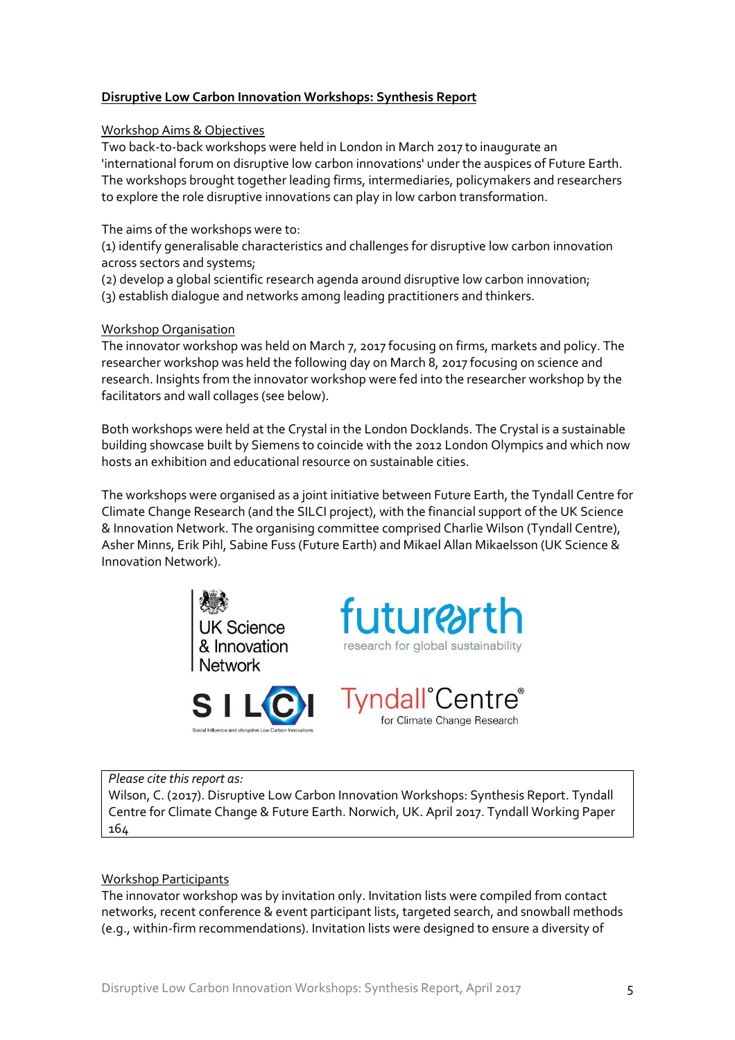## Disruptive Low Carbon Innovation Workshops: Synthesis Report

### Workshop Aims & Objectives

Two back-to-back workshops were held in London in March 2017 to inaugurate an 'international forum on disruptive low carbon innovations' under the auspices of Future Earth. The workshops brought together leading firms, intermediaries, policymakers and researchers to explore the role disruptive innovations can play in low carbon transformation.

The aims of the workshops were to:
(1) identify generalisable characteristics and challenges for disruptive low carbon innovation across sectors and systems;
(2) develop a global scientific research agenda around disruptive low carbon innovation;
(3) establish dialogue and networks among leading practitioners and thinkers.

### Workshop Organisation

The innovator workshop was held on March 7, 2017 focusing on firms, markets and policy. The researcher workshop was held the following day on March 8, 2017 focusing on science and research. Insights from the innovator workshop were fed into the researcher workshop by the facilitators and wall collages (see below).

Both workshops were held at the Crystal in the London Docklands. The Crystal is a sustainable building showcase built by Siemens to coincide with the 2012 London Olympics and which now hosts an exhibition and educational resource on sustainable cities.

The workshops were organised as a joint initiative between Future Earth, the Tyndall Centre for Climate Change Research (and the SILCI project), with the financial support of the UK Science & Innovation Network. The organising committee comprised Charlie Wilson (Tyndall Centre), Asher Minns, Erik Pihl, Sabine Fuss (Future Earth) and Mikael Allan Mikaelsson (UK Science & Innovation Network).

UK Science & Innovation Network

futurearth — research for global sustainability

SILCI — Social Influence and disruptive Low Carbon Innovations

Tyndall°Centre® for Climate Change Research

*Please cite this report as:*
Wilson, C. (2017). Disruptive Low Carbon Innovation Workshops: Synthesis Report. Tyndall Centre for Climate Change & Future Earth. Norwich, UK. April 2017. Tyndall Working Paper 164

### Workshop Participants

The innovator workshop was by invitation only. Invitation lists were compiled from contact networks, recent conference & event participant lists, targeted search, and snowball methods (e.g., within-firm recommendations). Invitation lists were designed to ensure a diversity of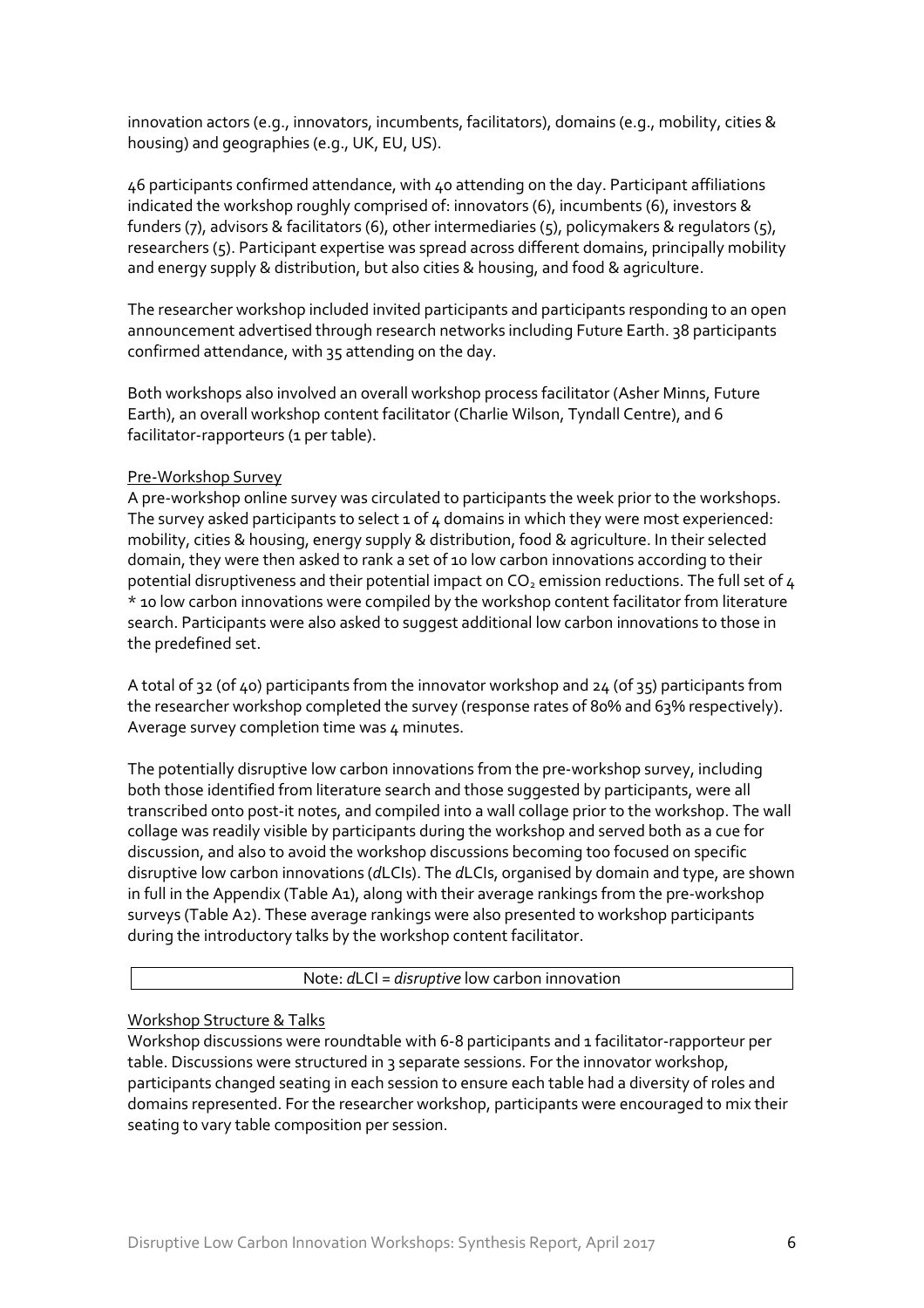innovation actors (e.g., innovators, incumbents, facilitators), domains (e.g., mobility, cities & housing) and geographies (e.g., UK, EU, US).

46 participants confirmed attendance, with 40 attending on the day. Participant affiliations indicated the workshop roughly comprised of: innovators (6), incumbents (6), investors & funders (7), advisors & facilitators (6), other intermediaries (5), policymakers & regulators (5), researchers (5). Participant expertise was spread across different domains, principally mobility and energy supply & distribution, but also cities & housing, and food & agriculture.

The researcher workshop included invited participants and participants responding to an open announcement advertised through research networks including Future Earth. 38 participants confirmed attendance, with 35 attending on the day.

Both workshops also involved an overall workshop process facilitator (Asher Minns, Future Earth), an overall workshop content facilitator (Charlie Wilson, Tyndall Centre), and 6 facilitator-rapporteurs (1 per table).

### Pre-Workshop Survey

A pre-workshop online survey was circulated to participants the week prior to the workshops. The survey asked participants to select 1 of 4 domains in which they were most experienced: mobility, cities & housing, energy supply & distribution, food & agriculture. In their selected domain, they were then asked to rank a set of 10 low carbon innovations according to their potential disruptiveness and their potential impact on $CO_2$ emission reductions. The full set of 4 * 10 low carbon innovations were compiled by the workshop content facilitator from literature search. Participants were also asked to suggest additional low carbon innovations to those in the predefined set.

A total of 32 (of 40) participants from the innovator workshop and 24 (of 35) participants from the researcher workshop completed the survey (response rates of 80% and 63% respectively). Average survey completion time was 4 minutes.

The potentially disruptive low carbon innovations from the pre-workshop survey, including both those identified from literature search and those suggested by participants, were all transcribed onto post-it notes, and compiled into a wall collage prior to the workshop. The wall collage was readily visible by participants during the workshop and served both as a cue for discussion, and also to avoid the workshop discussions becoming too focused on specific disruptive low carbon innovations (*d*LCIs). The *d*LCIs, organised by domain and type, are shown in full in the Appendix (Table A1), along with their average rankings from the pre-workshop surveys (Table A2). These average rankings were also presented to workshop participants during the introductory talks by the workshop content facilitator.

| Note: *d*LCI = *disruptive* low carbon innovation |
|---|

### Workshop Structure & Talks

Workshop discussions were roundtable with 6-8 participants and 1 facilitator-rapporteur per table. Discussions were structured in 3 separate sessions. For the innovator workshop, participants changed seating in each session to ensure each table had a diversity of roles and domains represented. For the researcher workshop, participants were encouraged to mix their seating to vary table composition per session.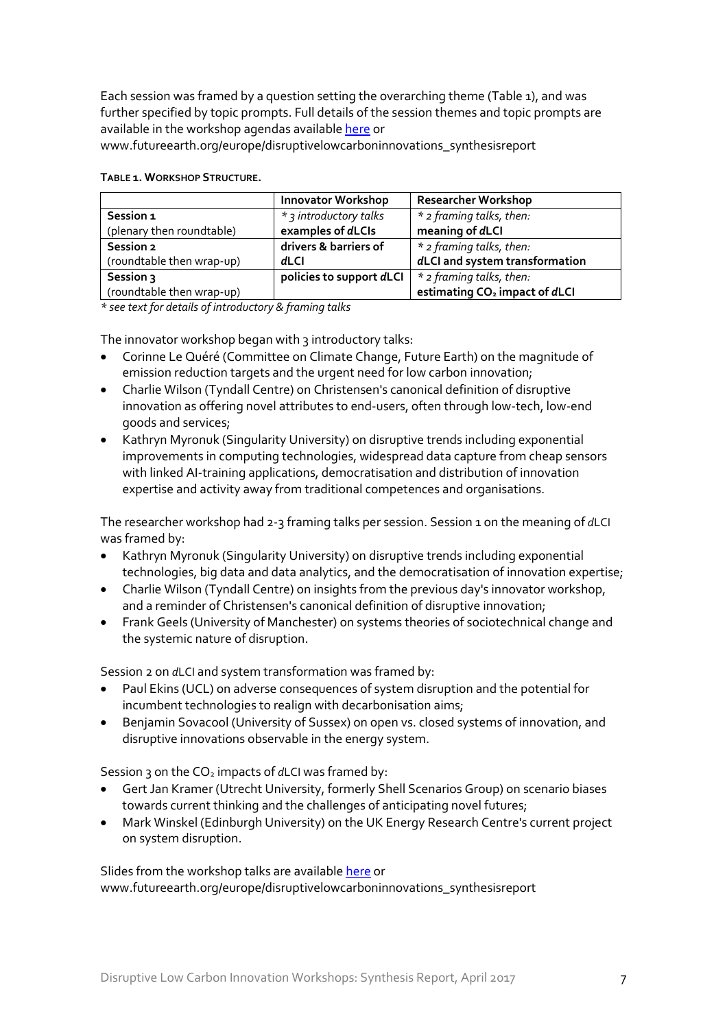Each session was framed by a question setting the overarching theme (Table 1), and was further specified by topic prompts. Full details of the session themes and topic prompts are available in the workshop agendas available here or www.futureearth.org/europe/disruptivelowcarboninnovations_synthesisreport

**TABLE 1. WORKSHOP STRUCTURE.**

| | Innovator Workshop | Researcher Workshop |
|---|---|---|
| **Session 1** (plenary then roundtable) | *\* 3 introductory talks* **examples of *d*LCIs** | *\* 2 framing talks, then:* **meaning of *d*LCI** |
| **Session 2** (roundtable then wrap-up) | **drivers & barriers of *d*LCI** | *\* 2 framing talks, then:* ***d*LCI and system transformation** |
| **Session 3** (roundtable then wrap-up) | **policies to support *d*LCI** | *\* 2 framing talks, then:* **estimating $CO_2$ impact of *d*LCI** |

*\* see text for details of introductory & framing talks*

The innovator workshop began with 3 introductory talks:

- Corinne Le Quéré (Committee on Climate Change, Future Earth) on the magnitude of emission reduction targets and the urgent need for low carbon innovation;
- Charlie Wilson (Tyndall Centre) on Christensen's canonical definition of disruptive innovation as offering novel attributes to end-users, often through low-tech, low-end goods and services;
- Kathryn Myronuk (Singularity University) on disruptive trends including exponential improvements in computing technologies, widespread data capture from cheap sensors with linked AI-training applications, democratisation and distribution of innovation expertise and activity away from traditional competences and organisations.

The researcher workshop had 2-3 framing talks per session. Session 1 on the meaning of *d*LCI was framed by:

- Kathryn Myronuk (Singularity University) on disruptive trends including exponential technologies, big data and data analytics, and the democratisation of innovation expertise;
- Charlie Wilson (Tyndall Centre) on insights from the previous day's innovator workshop, and a reminder of Christensen's canonical definition of disruptive innovation;
- Frank Geels (University of Manchester) on systems theories of sociotechnical change and the systemic nature of disruption.

Session 2 on *d*LCI and system transformation was framed by:

- Paul Ekins (UCL) on adverse consequences of system disruption and the potential for incumbent technologies to realign with decarbonisation aims;
- Benjamin Sovacool (University of Sussex) on open vs. closed systems of innovation, and disruptive innovations observable in the energy system.

Session 3 on the $CO_2$ impacts of *d*LCI was framed by:

- Gert Jan Kramer (Utrecht University, formerly Shell Scenarios Group) on scenario biases towards current thinking and the challenges of anticipating novel futures;
- Mark Winskel (Edinburgh University) on the UK Energy Research Centre's current project on system disruption.

Slides from the workshop talks are available here or www.futureearth.org/europe/disruptivelowcarboninnovations_synthesisreport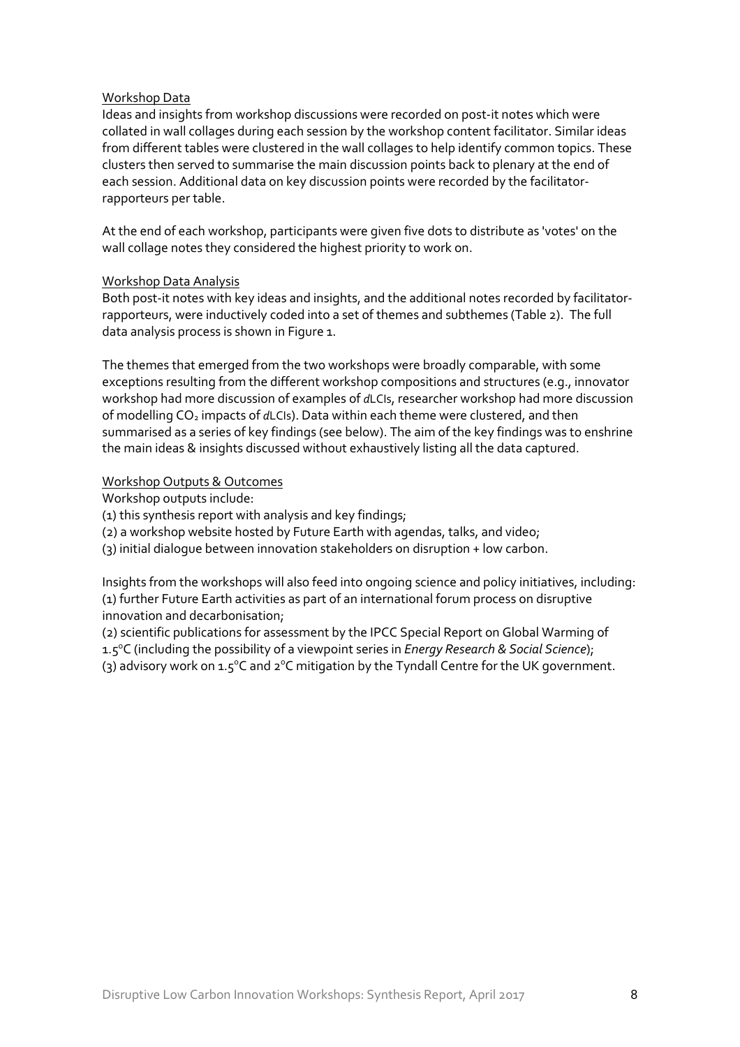<u>Workshop Data</u>

Ideas and insights from workshop discussions were recorded on post-it notes which were collated in wall collages during each session by the workshop content facilitator. Similar ideas from different tables were clustered in the wall collages to help identify common topics. These clusters then served to summarise the main discussion points back to plenary at the end of each session. Additional data on key discussion points were recorded by the facilitator-rapporteurs per table.

At the end of each workshop, participants were given five dots to distribute as 'votes' on the wall collage notes they considered the highest priority to work on.

<u>Workshop Data Analysis</u>

Both post-it notes with key ideas and insights, and the additional notes recorded by facilitator-rapporteurs, were inductively coded into a set of themes and subthemes (Table 2). The full data analysis process is shown in Figure 1.

The themes that emerged from the two workshops were broadly comparable, with some exceptions resulting from the different workshop compositions and structures (e.g., innovator workshop had more discussion of examples of *d*LCIs, researcher workshop had more discussion of modelling $CO_2$ impacts of *d*LCIs). Data within each theme were clustered, and then summarised as a series of key findings (see below). The aim of the key findings was to enshrine the main ideas & insights discussed without exhaustively listing all the data captured.

<u>Workshop Outputs & Outcomes</u>

Workshop outputs include:
(1) this synthesis report with analysis and key findings;
(2) a workshop website hosted by Future Earth with agendas, talks, and video;
(3) initial dialogue between innovation stakeholders on disruption + low carbon.

Insights from the workshops will also feed into ongoing science and policy initiatives, including:
(1) further Future Earth activities as part of an international forum process on disruptive innovation and decarbonisation;
(2) scientific publications for assessment by the IPCC Special Report on Global Warming of 1.5°C (including the possibility of a viewpoint series in *Energy Research & Social Science*);
(3) advisory work on 1.5°C and 2°C mitigation by the Tyndall Centre for the UK government.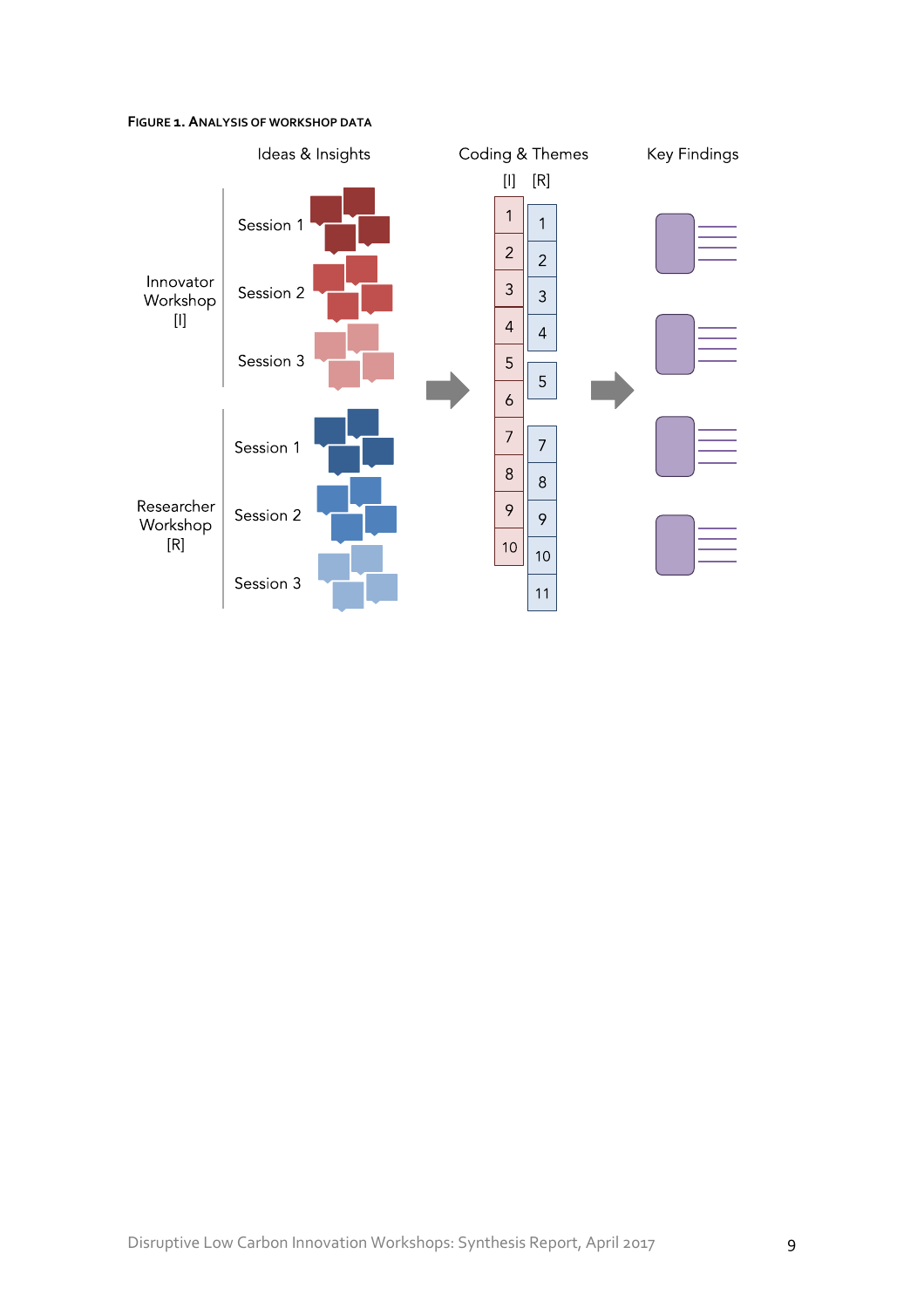**FIGURE 1. ANALYSIS OF WORKSHOP DATA**

Ideas & Insights

Innovator Workshop [I]

Session 1

Session 2

Session 3

Researcher Workshop [R]

Session 1

Session 2

Session 3

Coding & Themes

[I] [R]

1 2 3 4 5 6 7 8 9 10

1 2 3 4 5 7 8 9 10 11

Key Findings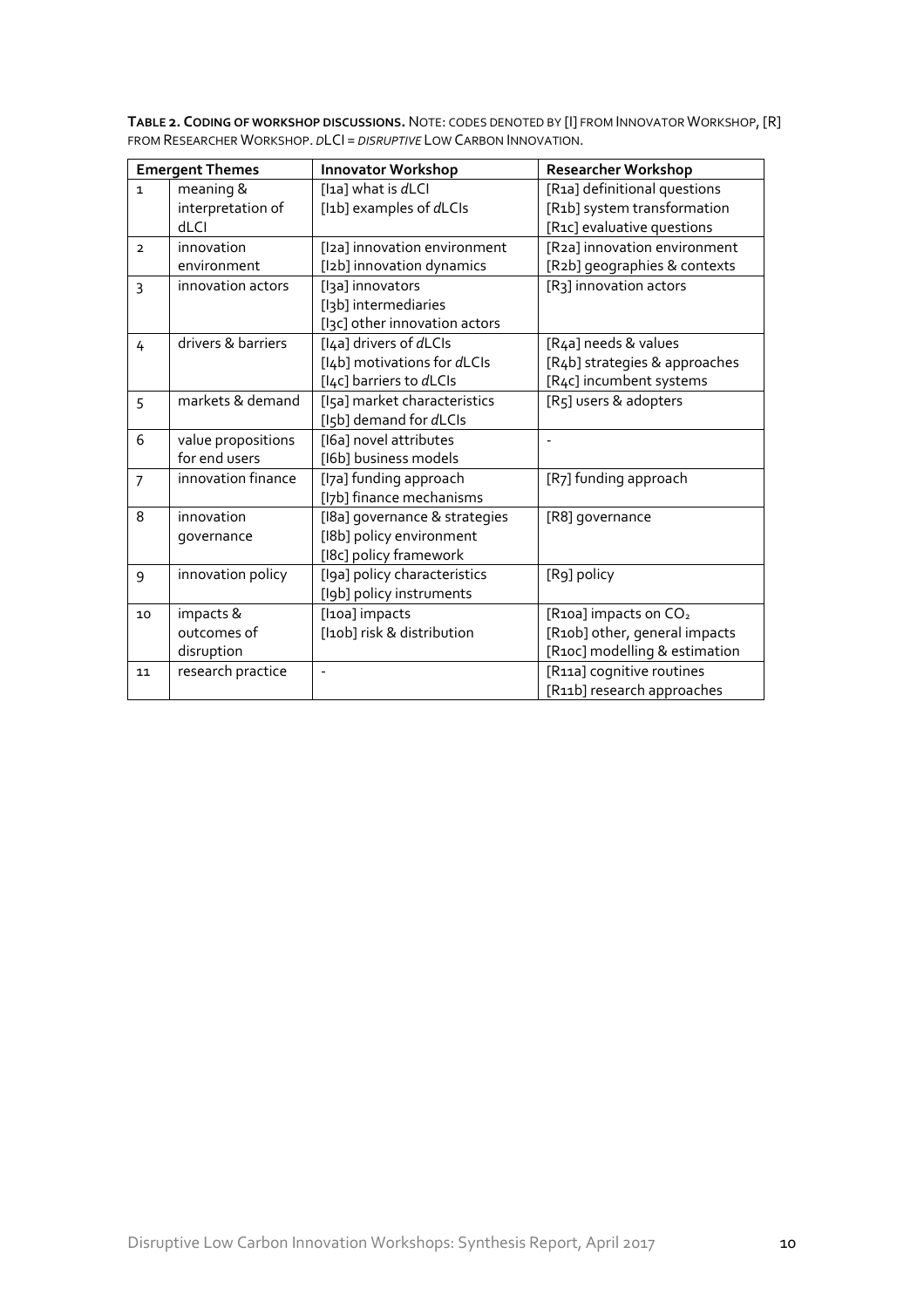**TABLE 2. CODING OF WORKSHOP DISCUSSIONS.** NOTE: CODES DENOTED BY [I] FROM INNOVATOR WORKSHOP, [R] FROM RESEARCHER WORKSHOP. *D*LCI = *DISRUPTIVE* LOW CARBON INNOVATION.

| Emergent Themes | | Innovator Workshop | Researcher Workshop |
|---|---|---|---|
| 1 | meaning & interpretation of dLCI | [I1a] what is *d*LCI<br>[I1b] examples of *d*LCIs | [R1a] definitional questions<br>[R1b] system transformation<br>[R1c] evaluative questions |
| 2 | innovation environment | [I2a] innovation environment<br>[I2b] innovation dynamics | [R2a] innovation environment<br>[R2b] geographies & contexts |
| 3 | innovation actors | [I3a] innovators<br>[I3b] intermediaries<br>[I3c] other innovation actors | [R3] innovation actors |
| 4 | drivers & barriers | [I4a] drivers of *d*LCIs<br>[I4b] motivations for *d*LCIs<br>[I4c] barriers to *d*LCIs | [R4a] needs & values<br>[R4b] strategies & approaches<br>[R4c] incumbent systems |
| 5 | markets & demand | [I5a] market characteristics<br>[I5b] demand for *d*LCIs | [R5] users & adopters |
| 6 | value propositions for end users | [I6a] novel attributes<br>[I6b] business models | - |
| 7 | innovation finance | [I7a] funding approach<br>[I7b] finance mechanisms | [R7] funding approach |
| 8 | innovation governance | [I8a] governance & strategies<br>[I8b] policy environment<br>[I8c] policy framework | [R8] governance |
| 9 | innovation policy | [I9a] policy characteristics<br>[I9b] policy instruments | [R9] policy |
| 10 | impacts & outcomes of disruption | [I10a] impacts<br>[I10b] risk & distribution | [R10a] impacts on $CO_2$<br>[R10b] other, general impacts<br>[R10c] modelling & estimation |
| 11 | research practice | - | [R11a] cognitive routines<br>[R11b] research approaches |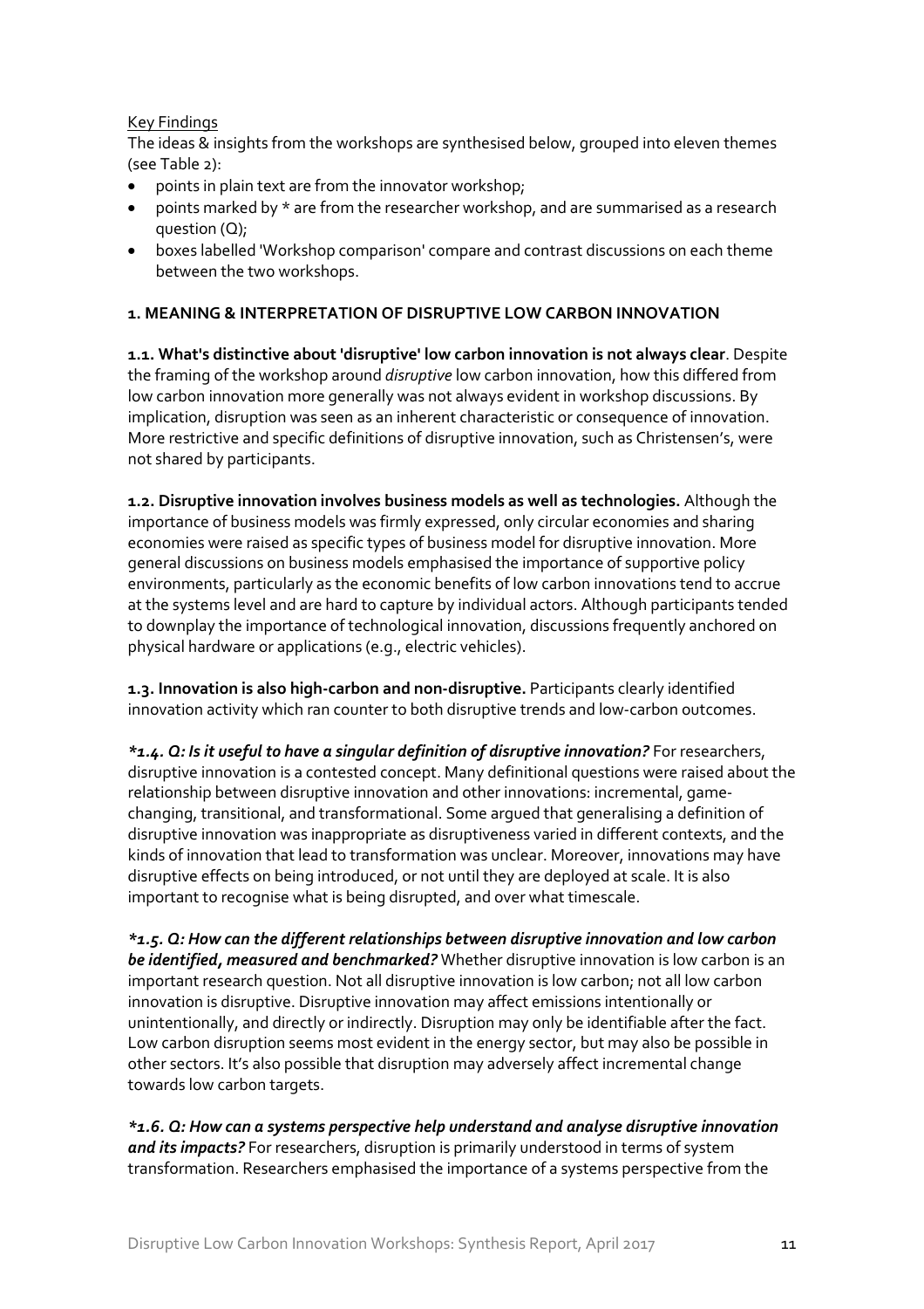Key Findings

The ideas & insights from the workshops are synthesised below, grouped into eleven themes (see Table 2):

- points in plain text are from the innovator workshop;
- points marked by * are from the researcher workshop, and are summarised as a research question (Q);
- boxes labelled 'Workshop comparison' compare and contrast discussions on each theme between the two workshops.

## 1. MEANING & INTERPRETATION OF DISRUPTIVE LOW CARBON INNOVATION

**1.1. What's distinctive about 'disruptive' low carbon innovation is not always clear**. Despite the framing of the workshop around *disruptive* low carbon innovation, how this differed from low carbon innovation more generally was not always evident in workshop discussions. By implication, disruption was seen as an inherent characteristic or consequence of innovation. More restrictive and specific definitions of disruptive innovation, such as Christensen's, were not shared by participants.

**1.2. Disruptive innovation involves business models as well as technologies.** Although the importance of business models was firmly expressed, only circular economies and sharing economies were raised as specific types of business model for disruptive innovation. More general discussions on business models emphasised the importance of supportive policy environments, particularly as the economic benefits of low carbon innovations tend to accrue at the systems level and are hard to capture by individual actors. Although participants tended to downplay the importance of technological innovation, discussions frequently anchored on physical hardware or applications (e.g., electric vehicles).

**1.3. Innovation is also high-carbon and non-disruptive.** Participants clearly identified innovation activity which ran counter to both disruptive trends and low-carbon outcomes.

***1.4. Q: Is it useful to have a singular definition of disruptive innovation?*** For researchers, disruptive innovation is a contested concept. Many definitional questions were raised about the relationship between disruptive innovation and other innovations: incremental, game-changing, transitional, and transformational. Some argued that generalising a definition of disruptive innovation was inappropriate as disruptiveness varied in different contexts, and the kinds of innovation that lead to transformation was unclear. Moreover, innovations may have disruptive effects on being introduced, or not until they are deployed at scale. It is also important to recognise what is being disrupted, and over what timescale.

***1.5. Q: How can the different relationships between disruptive innovation and low carbon be identified, measured and benchmarked?*** Whether disruptive innovation is low carbon is an important research question. Not all disruptive innovation is low carbon; not all low carbon innovation is disruptive. Disruptive innovation may affect emissions intentionally or unintentionally, and directly or indirectly. Disruption may only be identifiable after the fact. Low carbon disruption seems most evident in the energy sector, but may also be possible in other sectors. It's also possible that disruption may adversely affect incremental change towards low carbon targets.

***1.6. Q: How can a systems perspective help understand and analyse disruptive innovation and its impacts?*** For researchers, disruption is primarily understood in terms of system transformation. Researchers emphasised the importance of a systems perspective from the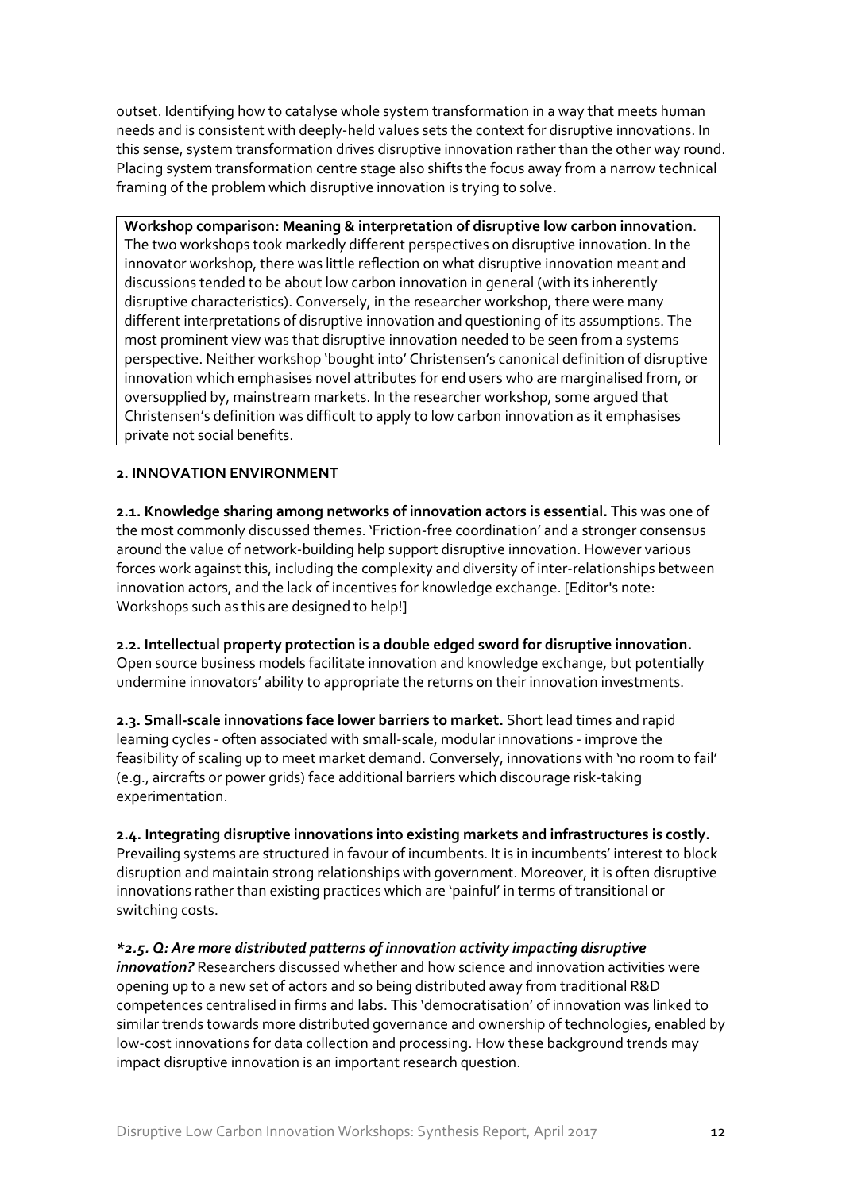outset. Identifying how to catalyse whole system transformation in a way that meets human needs and is consistent with deeply-held values sets the context for disruptive innovations. In this sense, system transformation drives disruptive innovation rather than the other way round. Placing system transformation centre stage also shifts the focus away from a narrow technical framing of the problem which disruptive innovation is trying to solve.

> **Workshop comparison: Meaning & interpretation of disruptive low carbon innovation**. The two workshops took markedly different perspectives on disruptive innovation. In the innovator workshop, there was little reflection on what disruptive innovation meant and discussions tended to be about low carbon innovation in general (with its inherently disruptive characteristics). Conversely, in the researcher workshop, there were many different interpretations of disruptive innovation and questioning of its assumptions. The most prominent view was that disruptive innovation needed to be seen from a systems perspective. Neither workshop 'bought into' Christensen's canonical definition of disruptive innovation which emphasises novel attributes for end users who are marginalised from, or oversupplied by, mainstream markets. In the researcher workshop, some argued that Christensen's definition was difficult to apply to low carbon innovation as it emphasises private not social benefits.

## 2. INNOVATION ENVIRONMENT

**2.1. Knowledge sharing among networks of innovation actors is essential.** This was one of the most commonly discussed themes. 'Friction-free coordination' and a stronger consensus around the value of network-building help support disruptive innovation. However various forces work against this, including the complexity and diversity of inter-relationships between innovation actors, and the lack of incentives for knowledge exchange. [Editor's note: Workshops such as this are designed to help!]

**2.2. Intellectual property protection is a double edged sword for disruptive innovation.** Open source business models facilitate innovation and knowledge exchange, but potentially undermine innovators' ability to appropriate the returns on their innovation investments.

**2.3. Small-scale innovations face lower barriers to market.** Short lead times and rapid learning cycles - often associated with small-scale, modular innovations - improve the feasibility of scaling up to meet market demand. Conversely, innovations with 'no room to fail' (e.g., aircrafts or power grids) face additional barriers which discourage risk-taking experimentation.

**2.4. Integrating disruptive innovations into existing markets and infrastructures is costly.** Prevailing systems are structured in favour of incumbents. It is in incumbents' interest to block disruption and maintain strong relationships with government. Moreover, it is often disruptive innovations rather than existing practices which are 'painful' in terms of transitional or switching costs.

***2.5. Q: Are more distributed patterns of innovation activity impacting disruptive innovation?*** Researchers discussed whether and how science and innovation activities were opening up to a new set of actors and so being distributed away from traditional R&D competences centralised in firms and labs. This 'democratisation' of innovation was linked to similar trends towards more distributed governance and ownership of technologies, enabled by low-cost innovations for data collection and processing. How these background trends may impact disruptive innovation is an important research question.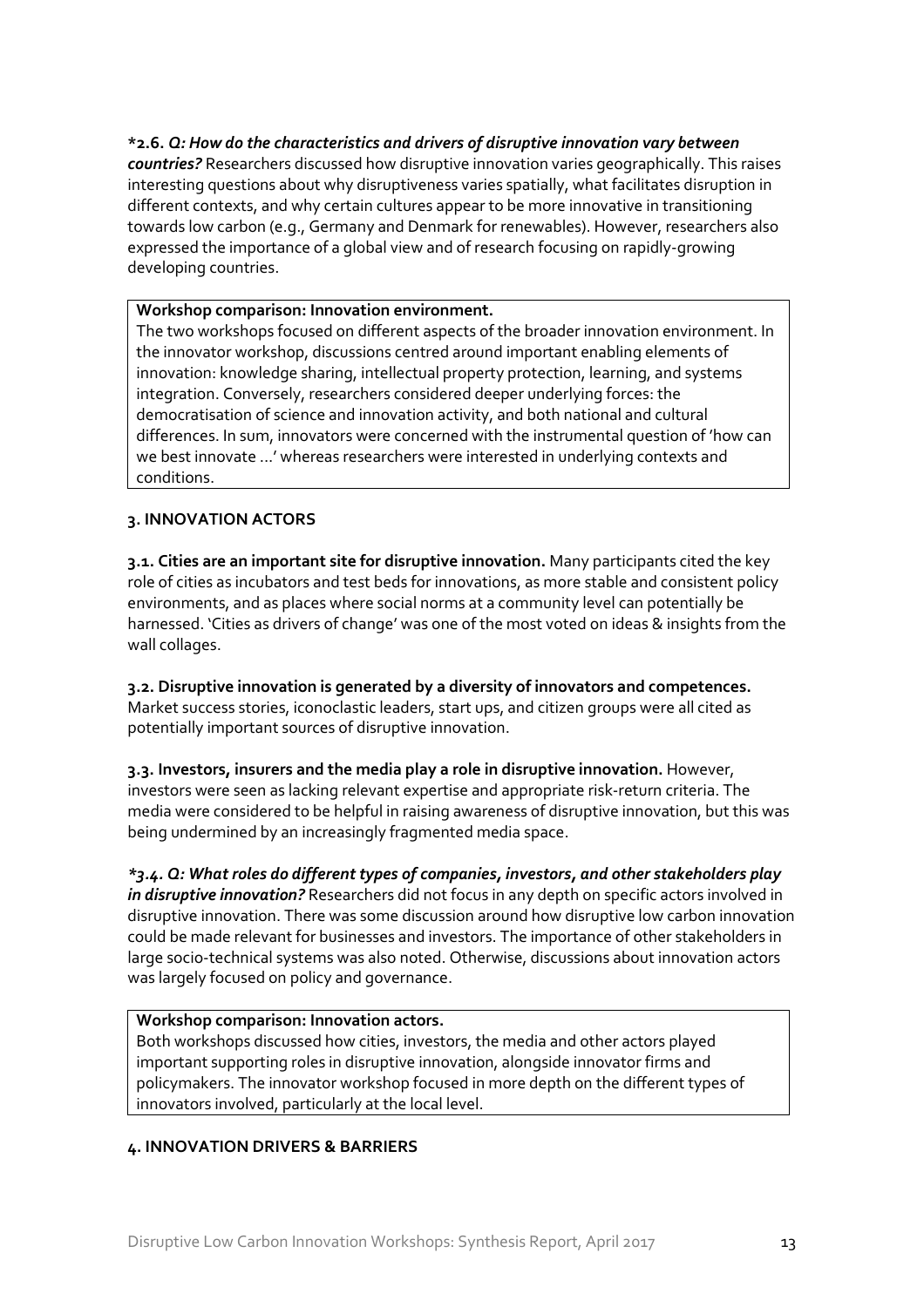***2.6.** ***Q: How do the characteristics and drivers of disruptive innovation vary between countries?*** Researchers discussed how disruptive innovation varies geographically. This raises interesting questions about why disruptiveness varies spatially, what facilitates disruption in different contexts, and why certain cultures appear to be more innovative in transitioning towards low carbon (e.g., Germany and Denmark for renewables). However, researchers also expressed the importance of a global view and of research focusing on rapidly-growing developing countries.

> **Workshop comparison: Innovation environment.**
> The two workshops focused on different aspects of the broader innovation environment. In the innovator workshop, discussions centred around important enabling elements of innovation: knowledge sharing, intellectual property protection, learning, and systems integration. Conversely, researchers considered deeper underlying forces: the democratisation of science and innovation activity, and both national and cultural differences. In sum, innovators were concerned with the instrumental question of 'how can we best innovate ...' whereas researchers were interested in underlying contexts and conditions.

## 3. INNOVATION ACTORS

**3.1. Cities are an important site for disruptive innovation.** Many participants cited the key role of cities as incubators and test beds for innovations, as more stable and consistent policy environments, and as places where social norms at a community level can potentially be harnessed. 'Cities as drivers of change' was one of the most voted on ideas & insights from the wall collages.

**3.2. Disruptive innovation is generated by a diversity of innovators and competences.** Market success stories, iconoclastic leaders, start ups, and citizen groups were all cited as potentially important sources of disruptive innovation.

**3.3. Investors, insurers and the media play a role in disruptive innovation.** However, investors were seen as lacking relevant expertise and appropriate risk-return criteria. The media were considered to be helpful in raising awareness of disruptive innovation, but this was being undermined by an increasingly fragmented media space.

***3.4. Q: What roles do different types of companies, investors, and other stakeholders play in disruptive innovation?*** Researchers did not focus in any depth on specific actors involved in disruptive innovation. There was some discussion around how disruptive low carbon innovation could be made relevant for businesses and investors. The importance of other stakeholders in large socio-technical systems was also noted. Otherwise, discussions about innovation actors was largely focused on policy and governance.

> **Workshop comparison: Innovation actors.**
> Both workshops discussed how cities, investors, the media and other actors played important supporting roles in disruptive innovation, alongside innovator firms and policymakers. The innovator workshop focused in more depth on the different types of innovators involved, particularly at the local level.

## 4. INNOVATION DRIVERS & BARRIERS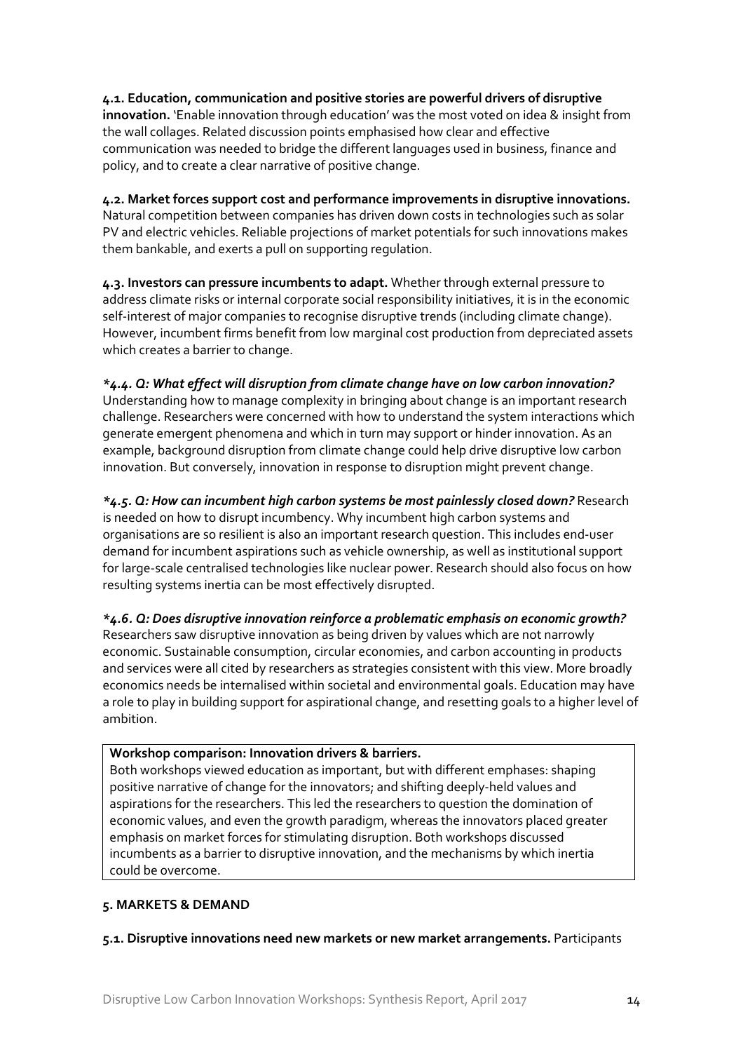**4.1. Education, communication and positive stories are powerful drivers of disruptive innovation.** 'Enable innovation through education' was the most voted on idea & insight from the wall collages. Related discussion points emphasised how clear and effective communication was needed to bridge the different languages used in business, finance and policy, and to create a clear narrative of positive change.

**4.2. Market forces support cost and performance improvements in disruptive innovations.** Natural competition between companies has driven down costs in technologies such as solar PV and electric vehicles. Reliable projections of market potentials for such innovations makes them bankable, and exerts a pull on supporting regulation.

**4.3. Investors can pressure incumbents to adapt.** Whether through external pressure to address climate risks or internal corporate social responsibility initiatives, it is in the economic self-interest of major companies to recognise disruptive trends (including climate change). However, incumbent firms benefit from low marginal cost production from depreciated assets which creates a barrier to change.

***4.4. Q: What effect will disruption from climate change have on low carbon innovation?*** Understanding how to manage complexity in bringing about change is an important research challenge. Researchers were concerned with how to understand the system interactions which generate emergent phenomena and which in turn may support or hinder innovation. As an example, background disruption from climate change could help drive disruptive low carbon innovation. But conversely, innovation in response to disruption might prevent change.

***4.5. Q: How can incumbent high carbon systems be most painlessly closed down?*** Research is needed on how to disrupt incumbency. Why incumbent high carbon systems and organisations are so resilient is also an important research question. This includes end-user demand for incumbent aspirations such as vehicle ownership, as well as institutional support for large-scale centralised technologies like nuclear power. Research should also focus on how resulting systems inertia can be most effectively disrupted.

***4.6. Q: Does disruptive innovation reinforce a problematic emphasis on economic growth?*** Researchers saw disruptive innovation as being driven by values which are not narrowly economic. Sustainable consumption, circular economies, and carbon accounting in products and services were all cited by researchers as strategies consistent with this view. More broadly economics needs be internalised within societal and environmental goals. Education may have a role to play in building support for aspirational change, and resetting goals to a higher level of ambition.

**Workshop comparison: Innovation drivers & barriers.**
Both workshops viewed education as important, but with different emphases: shaping positive narrative of change for the innovators; and shifting deeply-held values and aspirations for the researchers. This led the researchers to question the domination of economic values, and even the growth paradigm, whereas the innovators placed greater emphasis on market forces for stimulating disruption. Both workshops discussed incumbents as a barrier to disruptive innovation, and the mechanisms by which inertia could be overcome.

## 5. MARKETS & DEMAND

**5.1. Disruptive innovations need new markets or new market arrangements.** Participants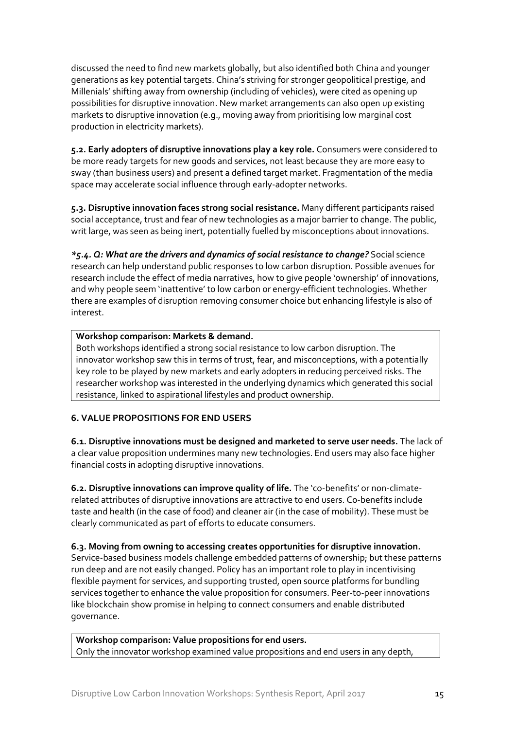discussed the need to find new markets globally, but also identified both China and younger generations as key potential targets. China's striving for stronger geopolitical prestige, and Millenials' shifting away from ownership (including of vehicles), were cited as opening up possibilities for disruptive innovation. New market arrangements can also open up existing markets to disruptive innovation (e.g., moving away from prioritising low marginal cost production in electricity markets).

**5.2. Early adopters of disruptive innovations play a key role.** Consumers were considered to be more ready targets for new goods and services, not least because they are more easy to sway (than business users) and present a defined target market. Fragmentation of the media space may accelerate social influence through early-adopter networks.

**5.3. Disruptive innovation faces strong social resistance.** Many different participants raised social acceptance, trust and fear of new technologies as a major barrier to change. The public, writ large, was seen as being inert, potentially fuelled by misconceptions about innovations.

***5.4. Q: What are the drivers and dynamics of social resistance to change?*** Social science research can help understand public responses to low carbon disruption. Possible avenues for research include the effect of media narratives, how to give people 'ownership' of innovations, and why people seem 'inattentive' to low carbon or energy-efficient technologies. Whether there are examples of disruption removing consumer choice but enhancing lifestyle is also of interest.

**Workshop comparison: Markets & demand.**
Both workshops identified a strong social resistance to low carbon disruption. The innovator workshop saw this in terms of trust, fear, and misconceptions, with a potentially key role to be played by new markets and early adopters in reducing perceived risks. The researcher workshop was interested in the underlying dynamics which generated this social resistance, linked to aspirational lifestyles and product ownership.

## 6. VALUE PROPOSITIONS FOR END USERS

**6.1. Disruptive innovations must be designed and marketed to serve user needs.** The lack of a clear value proposition undermines many new technologies. End users may also face higher financial costs in adopting disruptive innovations.

**6.2. Disruptive innovations can improve quality of life.** The 'co-benefits' or non-climate-related attributes of disruptive innovations are attractive to end users. Co-benefits include taste and health (in the case of food) and cleaner air (in the case of mobility). These must be clearly communicated as part of efforts to educate consumers.

**6.3. Moving from owning to accessing creates opportunities for disruptive innovation.** Service-based business models challenge embedded patterns of ownership; but these patterns run deep and are not easily changed. Policy has an important role to play in incentivising flexible payment for services, and supporting trusted, open source platforms for bundling services together to enhance the value proposition for consumers. Peer-to-peer innovations like blockchain show promise in helping to connect consumers and enable distributed governance.

**Workshop comparison: Value propositions for end users.**
Only the innovator workshop examined value propositions and end users in any depth,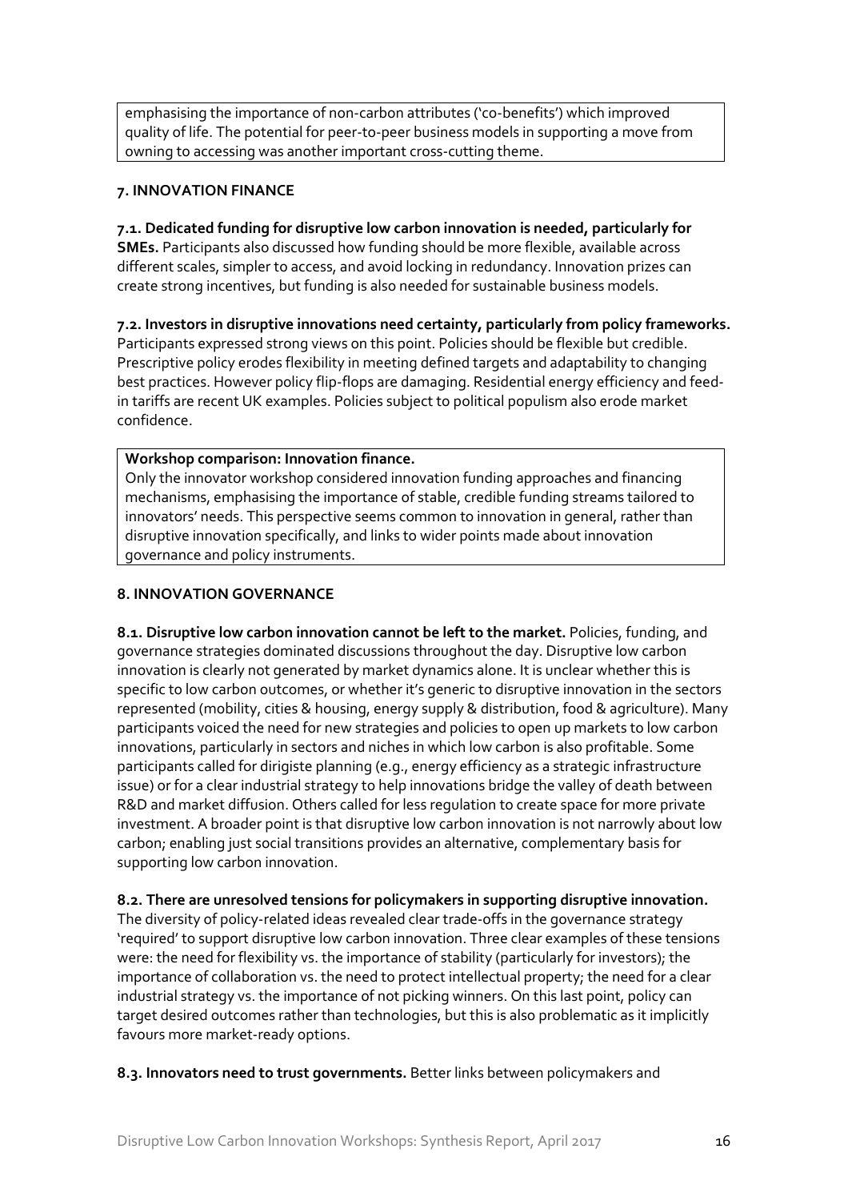emphasising the importance of non-carbon attributes ('co-benefits') which improved quality of life. The potential for peer-to-peer business models in supporting a move from owning to accessing was another important cross-cutting theme.

## 7. INNOVATION FINANCE

**7.1. Dedicated funding for disruptive low carbon innovation is needed, particularly for SMEs.** Participants also discussed how funding should be more flexible, available across different scales, simpler to access, and avoid locking in redundancy. Innovation prizes can create strong incentives, but funding is also needed for sustainable business models.

**7.2. Investors in disruptive innovations need certainty, particularly from policy frameworks.** Participants expressed strong views on this point. Policies should be flexible but credible. Prescriptive policy erodes flexibility in meeting defined targets and adaptability to changing best practices. However policy flip-flops are damaging. Residential energy efficiency and feed-in tariffs are recent UK examples. Policies subject to political populism also erode market confidence.

**Workshop comparison: Innovation finance.**
Only the innovator workshop considered innovation funding approaches and financing mechanisms, emphasising the importance of stable, credible funding streams tailored to innovators' needs. This perspective seems common to innovation in general, rather than disruptive innovation specifically, and links to wider points made about innovation governance and policy instruments.

## 8. INNOVATION GOVERNANCE

**8.1. Disruptive low carbon innovation cannot be left to the market.** Policies, funding, and governance strategies dominated discussions throughout the day. Disruptive low carbon innovation is clearly not generated by market dynamics alone. It is unclear whether this is specific to low carbon outcomes, or whether it's generic to disruptive innovation in the sectors represented (mobility, cities & housing, energy supply & distribution, food & agriculture). Many participants voiced the need for new strategies and policies to open up markets to low carbon innovations, particularly in sectors and niches in which low carbon is also profitable. Some participants called for dirigiste planning (e.g., energy efficiency as a strategic infrastructure issue) or for a clear industrial strategy to help innovations bridge the valley of death between R&D and market diffusion. Others called for less regulation to create space for more private investment. A broader point is that disruptive low carbon innovation is not narrowly about low carbon; enabling just social transitions provides an alternative, complementary basis for supporting low carbon innovation.

**8.2. There are unresolved tensions for policymakers in supporting disruptive innovation.** The diversity of policy-related ideas revealed clear trade-offs in the governance strategy 'required' to support disruptive low carbon innovation. Three clear examples of these tensions were: the need for flexibility vs. the importance of stability (particularly for investors); the importance of collaboration vs. the need to protect intellectual property; the need for a clear industrial strategy vs. the importance of not picking winners. On this last point, policy can target desired outcomes rather than technologies, but this is also problematic as it implicitly favours more market-ready options.

**8.3. Innovators need to trust governments.** Better links between policymakers and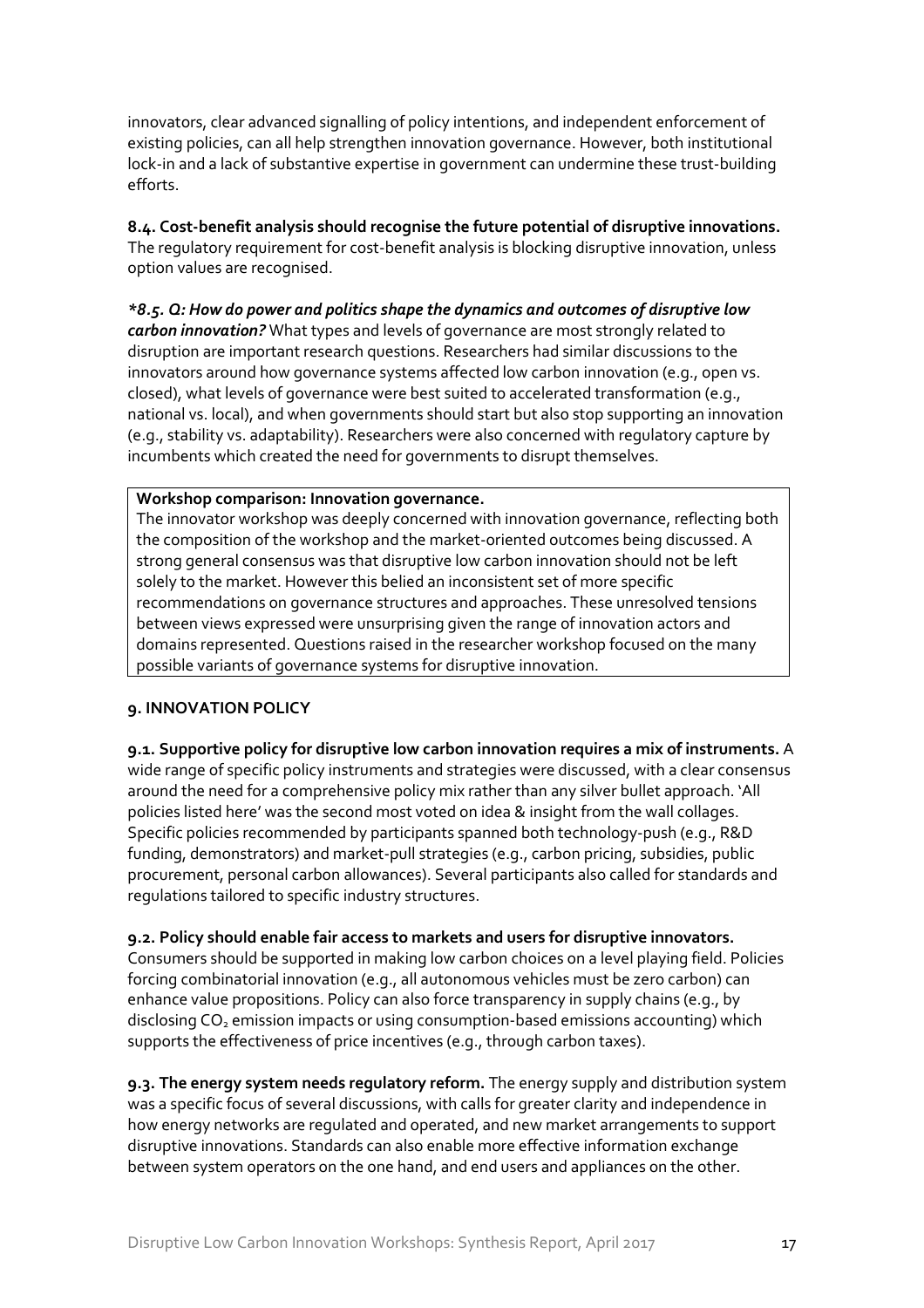innovators, clear advanced signalling of policy intentions, and independent enforcement of existing policies, can all help strengthen innovation governance. However, both institutional lock-in and a lack of substantive expertise in government can undermine these trust-building efforts.

**8.4. Cost-benefit analysis should recognise the future potential of disruptive innovations.** The regulatory requirement for cost-benefit analysis is blocking disruptive innovation, unless option values are recognised.

***8.5. Q: How do power and politics shape the dynamics and outcomes of disruptive low carbon innovation?*** What types and levels of governance are most strongly related to disruption are important research questions. Researchers had similar discussions to the innovators around how governance systems affected low carbon innovation (e.g., open vs. closed), what levels of governance were best suited to accelerated transformation (e.g., national vs. local), and when governments should start but also stop supporting an innovation (e.g., stability vs. adaptability). Researchers were also concerned with regulatory capture by incumbents which created the need for governments to disrupt themselves.

**Workshop comparison: Innovation governance.**
The innovator workshop was deeply concerned with innovation governance, reflecting both the composition of the workshop and the market-oriented outcomes being discussed. A strong general consensus was that disruptive low carbon innovation should not be left solely to the market. However this belied an inconsistent set of more specific recommendations on governance structures and approaches. These unresolved tensions between views expressed were unsurprising given the range of innovation actors and domains represented. Questions raised in the researcher workshop focused on the many possible variants of governance systems for disruptive innovation.

## 9. INNOVATION POLICY

**9.1. Supportive policy for disruptive low carbon innovation requires a mix of instruments.** A wide range of specific policy instruments and strategies were discussed, with a clear consensus around the need for a comprehensive policy mix rather than any silver bullet approach. 'All policies listed here' was the second most voted on idea & insight from the wall collages. Specific policies recommended by participants spanned both technology-push (e.g., R&D funding, demonstrators) and market-pull strategies (e.g., carbon pricing, subsidies, public procurement, personal carbon allowances). Several participants also called for standards and regulations tailored to specific industry structures.

**9.2. Policy should enable fair access to markets and users for disruptive innovators.** Consumers should be supported in making low carbon choices on a level playing field. Policies forcing combinatorial innovation (e.g., all autonomous vehicles must be zero carbon) can enhance value propositions. Policy can also force transparency in supply chains (e.g., by disclosing $CO_2$ emission impacts or using consumption-based emissions accounting) which supports the effectiveness of price incentives (e.g., through carbon taxes).

**9.3. The energy system needs regulatory reform.** The energy supply and distribution system was a specific focus of several discussions, with calls for greater clarity and independence in how energy networks are regulated and operated, and new market arrangements to support disruptive innovations. Standards can also enable more effective information exchange between system operators on the one hand, and end users and appliances on the other.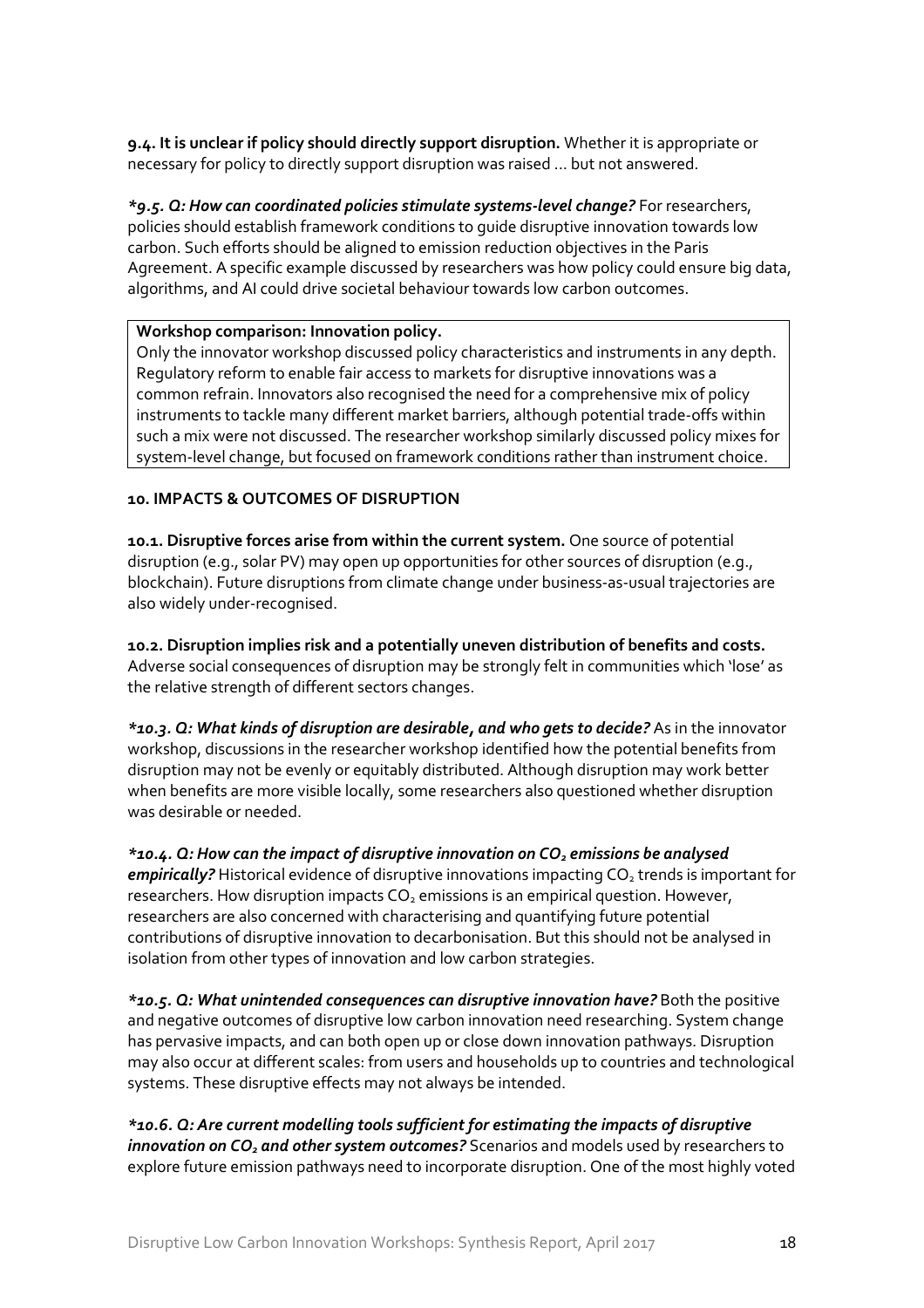**9.4. It is unclear if policy should directly support disruption.** Whether it is appropriate or necessary for policy to directly support disruption was raised … but not answered.

***9.5. Q: How can coordinated policies stimulate systems-level change?*** For researchers, policies should establish framework conditions to guide disruptive innovation towards low carbon. Such efforts should be aligned to emission reduction objectives in the Paris Agreement. A specific example discussed by researchers was how policy could ensure big data, algorithms, and AI could drive societal behaviour towards low carbon outcomes.

| **Workshop comparison: Innovation policy.** |
|---|
| Only the innovator workshop discussed policy characteristics and instruments in any depth. Regulatory reform to enable fair access to markets for disruptive innovations was a common refrain. Innovators also recognised the need for a comprehensive mix of policy instruments to tackle many different market barriers, although potential trade-offs within such a mix were not discussed. The researcher workshop similarly discussed policy mixes for system-level change, but focused on framework conditions rather than instrument choice. |

## 10. IMPACTS & OUTCOMES OF DISRUPTION

**10.1. Disruptive forces arise from within the current system.** One source of potential disruption (e.g., solar PV) may open up opportunities for other sources of disruption (e.g., blockchain). Future disruptions from climate change under business-as-usual trajectories are also widely under-recognised.

**10.2. Disruption implies risk and a potentially uneven distribution of benefits and costs.** Adverse social consequences of disruption may be strongly felt in communities which 'lose' as the relative strength of different sectors changes.

***10.3. Q: What kinds of disruption are desirable, and who gets to decide?*** As in the innovator workshop, discussions in the researcher workshop identified how the potential benefits from disruption may not be evenly or equitably distributed. Although disruption may work better when benefits are more visible locally, some researchers also questioned whether disruption was desirable or needed.

***10.4. Q: How can the impact of disruptive innovation on $CO_2$ emissions be analysed empirically?*** Historical evidence of disruptive innovations impacting $CO_2$ trends is important for researchers. How disruption impacts $CO_2$ emissions is an empirical question. However, researchers are also concerned with characterising and quantifying future potential contributions of disruptive innovation to decarbonisation. But this should not be analysed in isolation from other types of innovation and low carbon strategies.

***10.5. Q: What unintended consequences can disruptive innovation have?*** Both the positive and negative outcomes of disruptive low carbon innovation need researching. System change has pervasive impacts, and can both open up or close down innovation pathways. Disruption may also occur at different scales: from users and households up to countries and technological systems. These disruptive effects may not always be intended.

***10.6. Q: Are current modelling tools sufficient for estimating the impacts of disruptive innovation on $CO_2$ and other system outcomes?*** Scenarios and models used by researchers to explore future emission pathways need to incorporate disruption. One of the most highly voted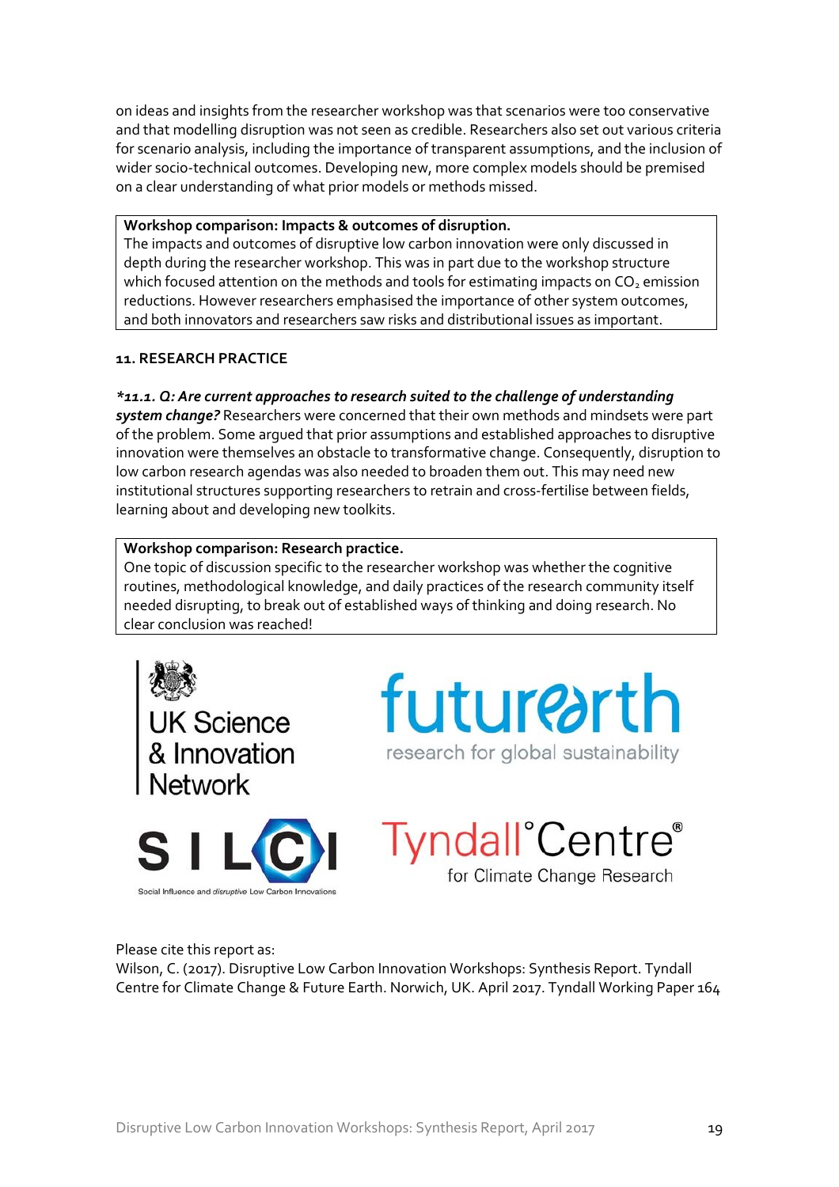on ideas and insights from the researcher workshop was that scenarios were too conservative and that modelling disruption was not seen as credible. Researchers also set out various criteria for scenario analysis, including the importance of transparent assumptions, and the inclusion of wider socio-technical outcomes. Developing new, more complex models should be premised on a clear understanding of what prior models or methods missed.

> **Workshop comparison: Impacts & outcomes of disruption.**
> The impacts and outcomes of disruptive low carbon innovation were only discussed in depth during the researcher workshop. This was in part due to the workshop structure which focused attention on the methods and tools for estimating impacts on $CO_2$ emission reductions. However researchers emphasised the importance of other system outcomes, and both innovators and researchers saw risks and distributional issues as important.

### 11. RESEARCH PRACTICE

***11.1. Q: Are current approaches to research suited to the challenge of understanding system change?*** Researchers were concerned that their own methods and mindsets were part of the problem. Some argued that prior assumptions and established approaches to disruptive innovation were themselves an obstacle to transformative change. Consequently, disruption to low carbon research agendas was also needed to broaden them out. This may need new institutional structures supporting researchers to retrain and cross-fertilise between fields, learning about and developing new toolkits.

> **Workshop comparison: Research practice.**
> One topic of discussion specific to the researcher workshop was whether the cognitive routines, methodological knowledge, and daily practices of the research community itself needed disrupting, to break out of established ways of thinking and doing research. No clear conclusion was reached!

UK Science & Innovation Network

futurearth research for global sustainability

SILCI Social Influence and *disruptive* Low Carbon Innovations

Tyndall°Centre® for Climate Change Research

Please cite this report as:
Wilson, C. (2017). Disruptive Low Carbon Innovation Workshops: Synthesis Report. Tyndall Centre for Climate Change & Future Earth. Norwich, UK. April 2017. Tyndall Working Paper 164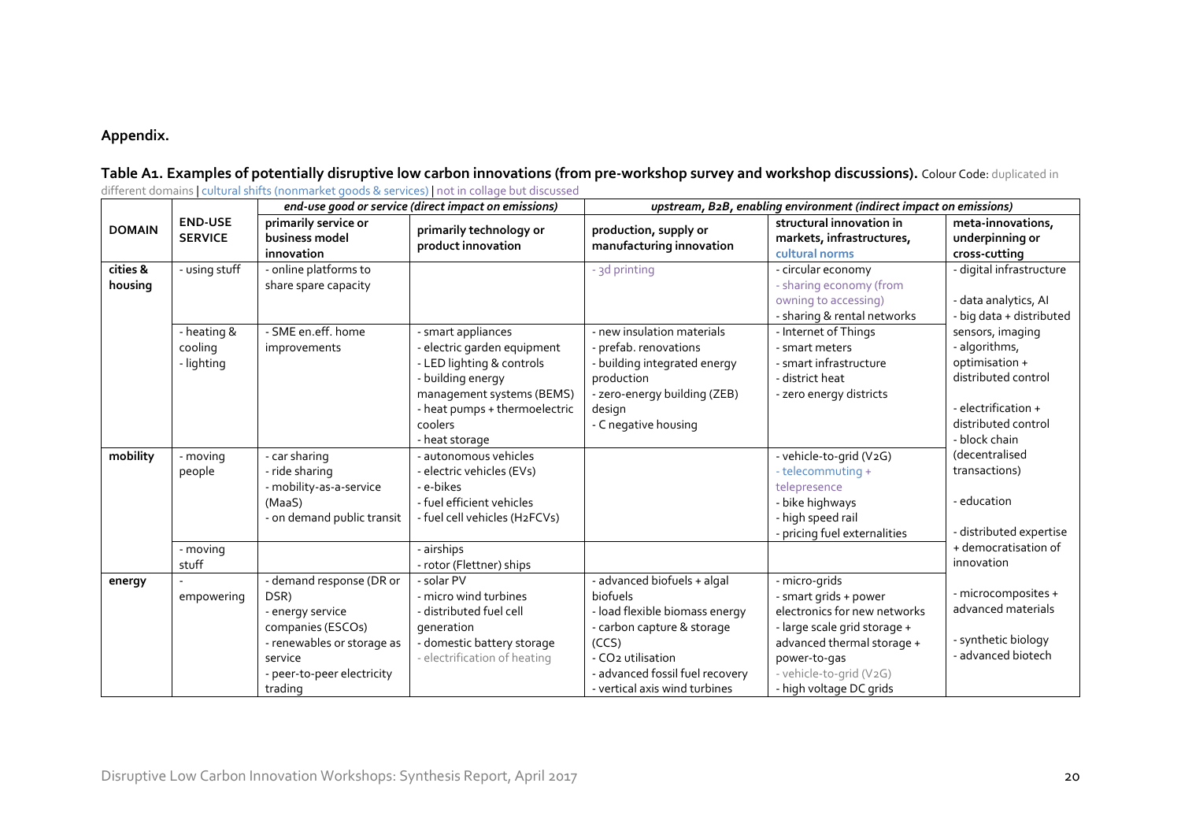**Appendix.**

**Table A1. Examples of potentially disruptive low carbon innovations (from pre-workshop survey and workshop discussions).** Colour Code: duplicated in different domains | cultural shifts (nonmarket goods & services) | not in collage but discussed

| DOMAIN | END-USE SERVICE | *end-use good or service (direct impact on emissions)* | | *upstream, B2B, enabling environment (indirect impact on emissions)* | | |
|---|---|---|---|---|---|---|
| | | **primarily service or business model innovation** | **primarily technology or product innovation** | **production, supply or manufacturing innovation** | **structural innovation in markets, infrastructures, cultural norms** | **meta-innovations, underpinning or cross-cutting** |
| **cities & housing** | - using stuff | - online platforms to share spare capacity | | - 3d printing | - circular economy<br>- sharing economy (from owning to accessing)<br>- sharing & rental networks | - digital infrastructure<br>- data analytics, AI<br>- big data + distributed sensors, imaging<br>- algorithms, optimisation + distributed control<br>- electrification + distributed control<br>- block chain (decentralised transactions)<br>- education<br>- distributed expertise + democratisation of innovation<br>- microcomposites + advanced materials<br>- synthetic biology<br>- advanced biotech |
| | - heating & cooling<br>- lighting | - SME en.eff. home improvements | - smart appliances<br>- electric garden equipment<br>- LED lighting & controls<br>- building energy management systems (BEMS)<br>- heat pumps + thermoelectric coolers<br>- heat storage | - new insulation materials<br>- prefab. renovations<br>- building integrated energy production<br>- zero-energy building (ZEB) design<br>- C negative housing | - Internet of Things<br>- smart meters<br>- smart infrastructure<br>- district heat<br>- zero energy districts | |
| **mobility** | - moving people | - car sharing<br>- ride sharing<br>- mobility-as-a-service (MaaS)<br>- on demand public transit | - autonomous vehicles<br>- electric vehicles (EVs)<br>- e-bikes<br>- fuel efficient vehicles<br>- fuel cell vehicles ($H_2$FCVs) | | - vehicle-to-grid (V2G)<br>- telecommuting + telepresence<br>- bike highways<br>- high speed rail<br>- pricing fuel externalities | |
| | - moving stuff | | - airships<br>- rotor (Flettner) ships | | | |
| **energy** | - empowering | - demand response (DR or DSR)<br>- energy service companies (ESCOs)<br>- renewables or storage as service<br>- peer-to-peer electricity trading | - solar PV<br>- micro wind turbines<br>- distributed fuel cell generation<br>- domestic battery storage<br>- electrification of heating | - advanced biofuels + algal biofuels<br>- load flexible biomass energy<br>- carbon capture & storage (CCS)<br>- $CO_2$ utilisation<br>- advanced fossil fuel recovery<br>- vertical axis wind turbines | - micro-grids<br>- smart grids + power electronics for new networks<br>- large scale grid storage + advanced thermal storage + power-to-gas<br>- vehicle-to-grid (V2G)<br>- high voltage DC grids | |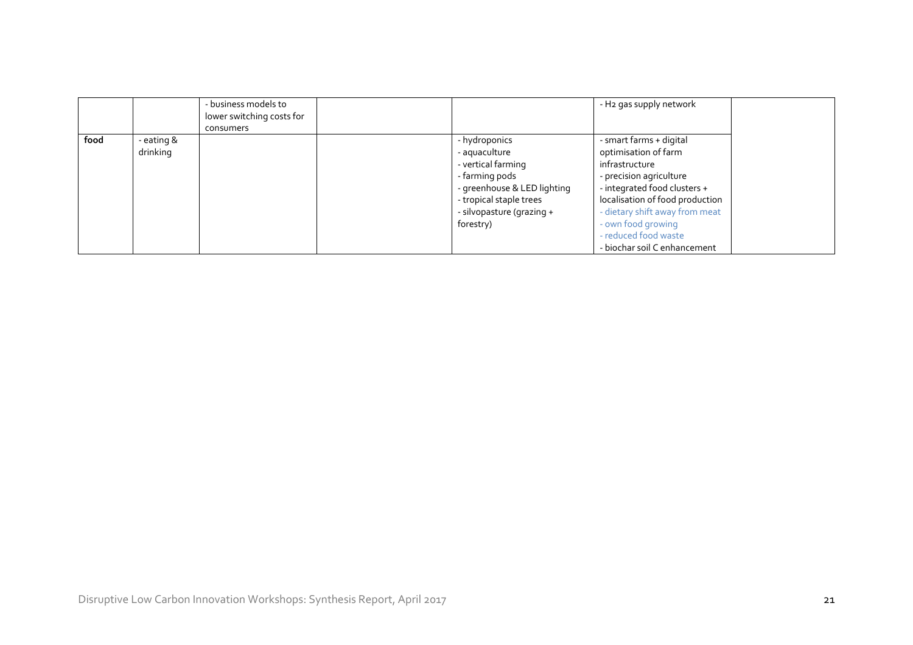| | | | | | | |
|---|---|---|---|---|---|---|
| | | - business models to lower switching costs for consumers | | | - $H_2$ gas supply network | |
| **food** | - eating & drinking | | | - hydroponics<br>- aquaculture<br>- vertical farming<br>- farming pods<br>- greenhouse & LED lighting<br>- tropical staple trees<br>- silvopasture (grazing + forestry) | - smart farms + digital optimisation of farm infrastructure<br>- precision agriculture<br>- integrated food clusters + localisation of food production<br>- dietary shift away from meat<br>- own food growing<br>- reduced food waste<br>- biochar soil C enhancement | |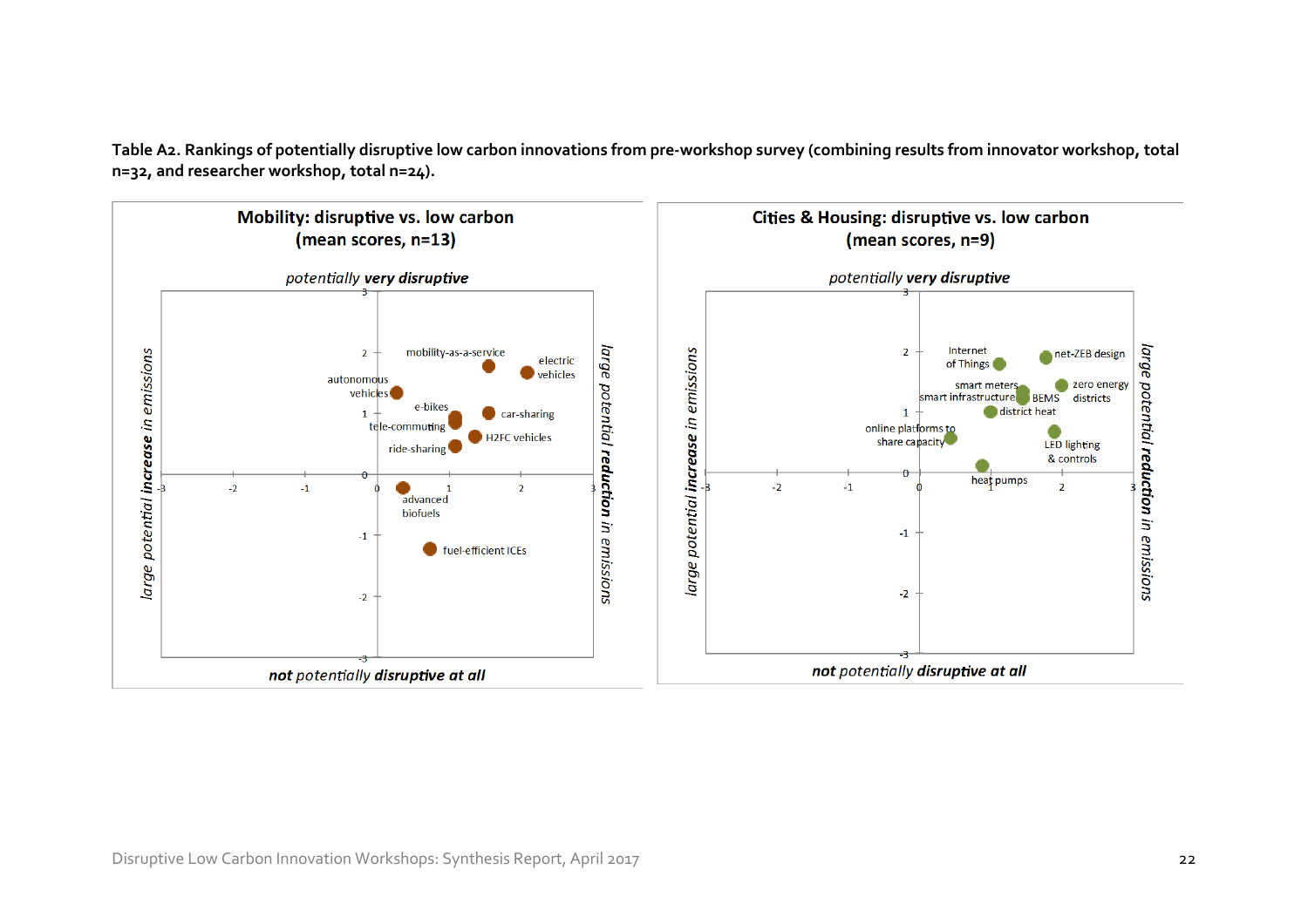**Table A2. Rankings of potentially disruptive low carbon innovations from pre-workshop survey (combining results from innovator workshop, total n=32, and researcher workshop, total n=24).**

**Mobility: disruptive vs. low carbon (mean scores, n=13)**

*potentially* ***very disruptive***

*large potential* ***increase*** *in emissions*

*large potential* ***reduction*** *in emissions*

***not*** *potentially* ***disruptive at all***

mobility-as-a-service, electric vehicles, autonomous vehicles, e-bikes, car-sharing, tele-commuting, H2FC vehicles, ride-sharing, advanced biofuels, fuel-efficient ICEs

**Cities & Housing: disruptive vs. low carbon (mean scores, n=9)**

*potentially* ***very disruptive***

*large potential* ***increase*** *in emissions*

*large potential* ***reduction*** *in emissions*

***not*** *potentially* ***disruptive at all***

Internet of Things, net-ZEB design, smart meters, smart infrastructure, BEMS, zero energy districts, district heat, online platforms to share capacity, LED lighting & controls, heat pumps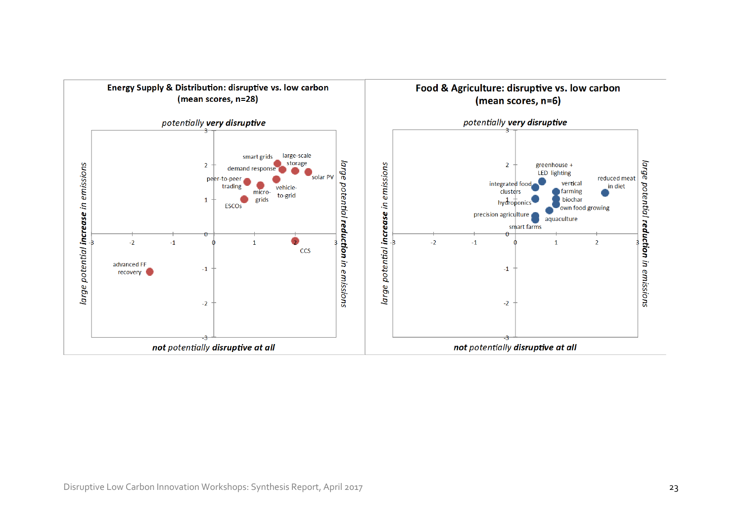**Energy Supply & Distribution: disruptive vs. low carbon**
**(mean scores, n=28)**

*potentially* ***very disruptive***

*not potentially* ***disruptive at all***

*large potential* ***increase*** *in emissions*

*large potential* ***reduction*** *in emissions*

3
2
1
0
-1
-2
-3

-3
-2
-1
0
1
2
3

smart grids
large-scale storage
demand response
solar PV
peer-to-peer trading
micro-grids
vehicle-to-grid
ESCOs
CCS
advanced FF recovery

**Food & Agriculture: disruptive vs. low carbon**
**(mean scores, n=6)**

*potentially* ***very disruptive***

*not potentially* ***disruptive at all***

*large potential* ***increase*** *in emissions*

*large potential* ***reduction*** *in emissions*

3
2
1
0
-1
-2
-3

-3
-2
-1
0
1
2
3

greenhouse + LED lighting
reduced meat in diet
integrated food clusters
vertical farming
hydroponics
biochar
own food growing
precision agriculture
aquaculture
smart farms